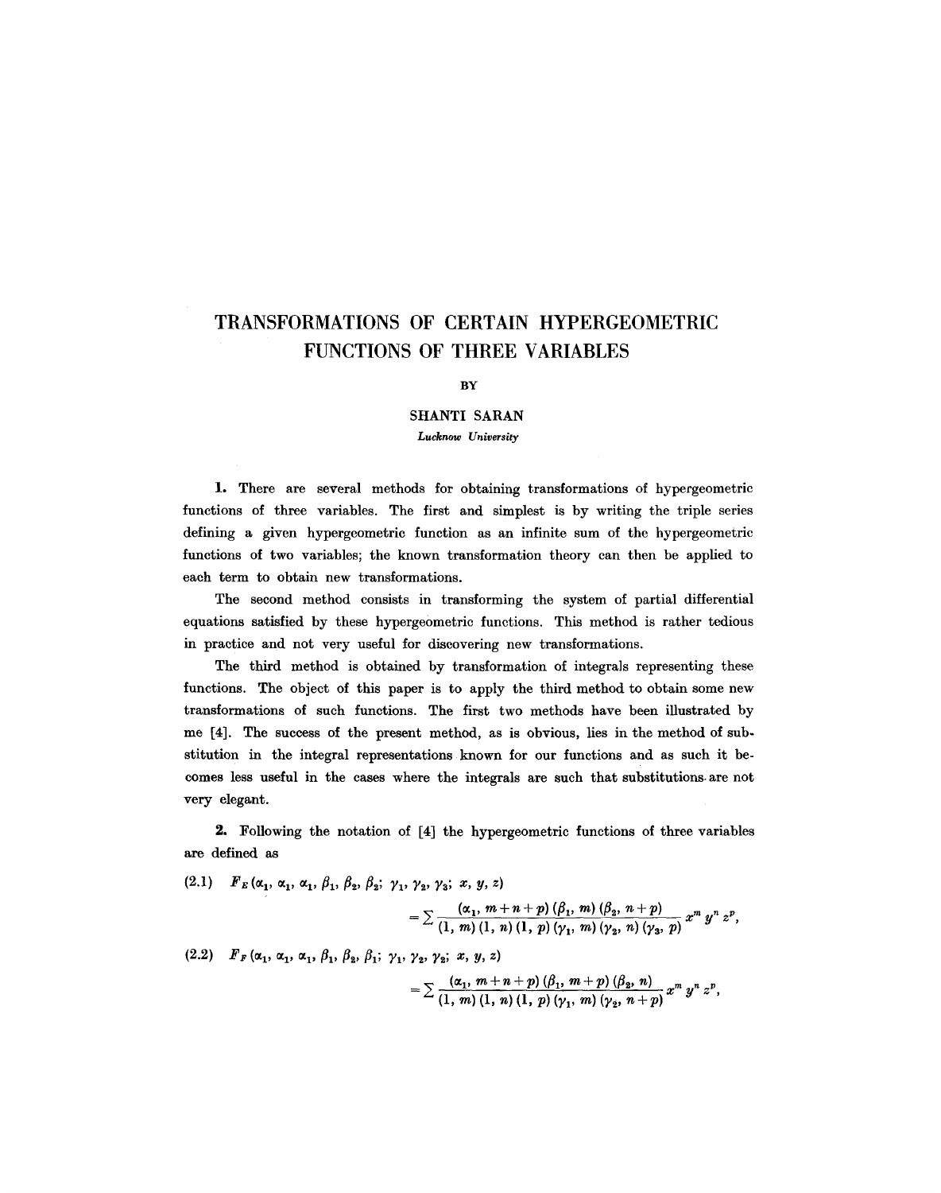# TRANSFORMATIONS OF CERTAIN HYPERGEOMETRIC FUNCTIONS OF THREE VARIABLES

BY

SHANTI SARAN

*Lucknow University*

**1.** There are several methods for obtaining transformations of hypergeometric functions of three variables. The first and simplest is by writing the triple series defining a given hypergeometric function as an infinite sum of the hypergeometric functions of two variables; the known transformation theory can then be applied to each term to obtain new transformations.

The second method consists in transforming the system of partial differential equations satisfied by these hypergeometric functions. This method is rather tedious in practice and not very useful for discovering new transformations.

The third method is obtained by transformation of integrals representing these functions. The object of this paper is to apply the third method to obtain some new transformations of such functions. The first two methods have been illustrated by me [4]. The success of the present method, as is obvious, lies in the method of substitution in the integral representations known for our functions and as such it becomes less useful in the cases where the integrals are such that substitutions are not very elegant.

**2.** Following the notation of [4] the hypergeometric functions of three variables are defined as

(2.1) $F_E(\alpha_1, \alpha_1, \alpha_1, \beta_1, \beta_2, \beta_2;\ \gamma_1, \gamma_2, \gamma_3;\ x, y, z)$

$$= \sum \frac{(\alpha_1, m+n+p)(\beta_1, m)(\beta_2, n+p)}{(1, m)(1, n)(1, p)(\gamma_1, m)(\gamma_2, n)(\gamma_3, p)} x^m y^n z^p,$$

(2.2) $F_F(\alpha_1, \alpha_1, \alpha_1, \beta_1, \beta_2, \beta_1;\ \gamma_1, \gamma_2, \gamma_2;\ x, y, z)$

$$= \sum \frac{(\alpha_1, m+n+p)(\beta_1, m+p)(\beta_2, n)}{(1, m)(1, n)(1, p)(\gamma_1, m)(\gamma_2, n+p)} x^m y^n z^p,$$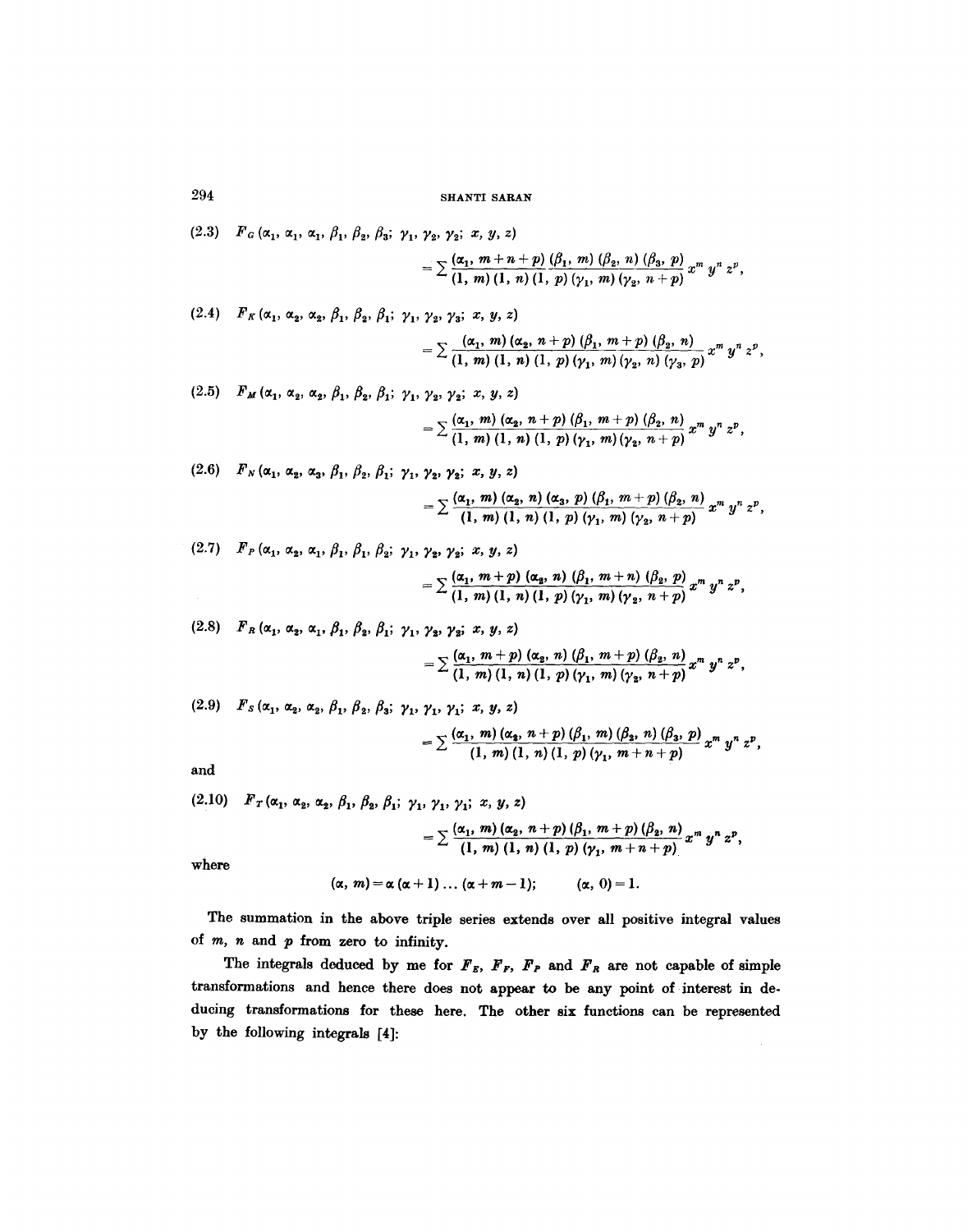(2.3) $F_G(\alpha_1, \alpha_1, \alpha_1, \beta_1, \beta_2, \beta_3; \gamma_1, \gamma_2, \gamma_2; x, y, z)$

$$= \sum \frac{(\alpha_1, m+n+p)\,(\beta_1, m)\,(\beta_2, n)\,(\beta_3, p)}{(1, m)\,(1, n)\,(1, p)\,(\gamma_1, m)\,(\gamma_2, n+p)}\, x^m\, y^n\, z^p,$$

(2.4) $F_K(\alpha_1, \alpha_2, \alpha_2, \beta_1, \beta_2, \beta_1; \gamma_1, \gamma_2, \gamma_3; x, y, z)$

$$= \sum \frac{(\alpha_1, m)\,(\alpha_2, n+p)\,(\beta_1, m+p)\,(\beta_2, n)}{(1, m)\,(1, n)\,(1, p)\,(\gamma_1, m)\,(\gamma_2, n)\,(\gamma_3, p)}\, x^m\, y^n\, z^p,$$

(2.5) $F_M(\alpha_1, \alpha_2, \alpha_2, \beta_1, \beta_2, \beta_1; \gamma_1, \gamma_2, \gamma_2; x, y, z)$

$$= \sum \frac{(\alpha_1, m)\,(\alpha_2, n+p)\,(\beta_1, m+p)\,(\beta_2, n)}{(1, m)\,(1, n)\,(1, p)\,(\gamma_1, m)\,(\gamma_2, n+p)}\, x^m\, y^n\, z^p,$$

(2.6) $F_N(\alpha_1, \alpha_2, \alpha_3, \beta_1, \beta_2, \beta_1; \gamma_1, \gamma_2, \gamma_2; x, y, z)$

$$= \sum \frac{(\alpha_1, m)\,(\alpha_2, n)\,(\alpha_3, p)\,(\beta_1, m+p)\,(\beta_2, n)}{(1, m)\,(1, n)\,(1, p)\,(\gamma_1, m)\,(\gamma_2, n+p)}\, x^m\, y^n\, z^p,$$

(2.7) $F_P(\alpha_1, \alpha_2, \alpha_1, \beta_1, \beta_1, \beta_2; \gamma_1, \gamma_2, \gamma_2; x, y, z)$

$$= \sum \frac{(\alpha_1, m+p)\,(\alpha_2, n)\,(\beta_1, m+n)\,(\beta_2, p)}{(1, m)\,(1, n)\,(1, p)\,(\gamma_1, m)\,(\gamma_2, n+p)}\, x^m\, y^n\, z^p,$$

(2.8) $F_R(\alpha_1, \alpha_2, \alpha_1, \beta_1, \beta_2, \beta_1; \gamma_1, \gamma_2, \gamma_2; x, y, z)$

$$= \sum \frac{(\alpha_1, m+p)\,(\alpha_2, n)\,(\beta_1, m+p)\,(\beta_2, n)}{(1, m)\,(1, n)\,(1, p)\,(\gamma_1, m)\,(\gamma_2, n+p)}\, x^m\, y^n\, z^p,$$

(2.9) $F_S(\alpha_1, \alpha_2, \alpha_2, \beta_1, \beta_2, \beta_3; \gamma_1, \gamma_1, \gamma_1; x, y, z)$

$$= \sum \frac{(\alpha_1, m)\,(\alpha_2, n+p)\,(\beta_1, m)\,(\beta_2, n)\,(\beta_3, p)}{(1, m)\,(1, n)\,(1, p)\,(\gamma_1, m+n+p)}\, x^m\, y^n\, z^p,$$

and

(2.10) $F_T(\alpha_1, \alpha_2, \alpha_2, \beta_1, \beta_2, \beta_1; \gamma_1, \gamma_1, \gamma_1; x, y, z)$

$$= \sum \frac{(\alpha_1, m)\,(\alpha_2, n+p)\,(\beta_1, m+p)\,(\beta_2, n)}{(1, m)\,(1, n)\,(1, p)\,(\gamma_1, m+n+p)}\, x^m\, y^n\, z^p,$$

where

$$(\alpha, m) = \alpha(\alpha+1)\ldots(\alpha+m-1); \qquad (\alpha, 0) = 1.$$

The summation in the above triple series extends over all positive integral values of $m$, $n$ and $p$ from zero to infinity.

The integrals deduced by me for $F_E$, $F_F$, $F_P$ and $F_R$ are not capable of simple transformations and hence there does not appear to be any point of interest in deducing transformations for these here. The other six functions can be represented by the following integrals [4]: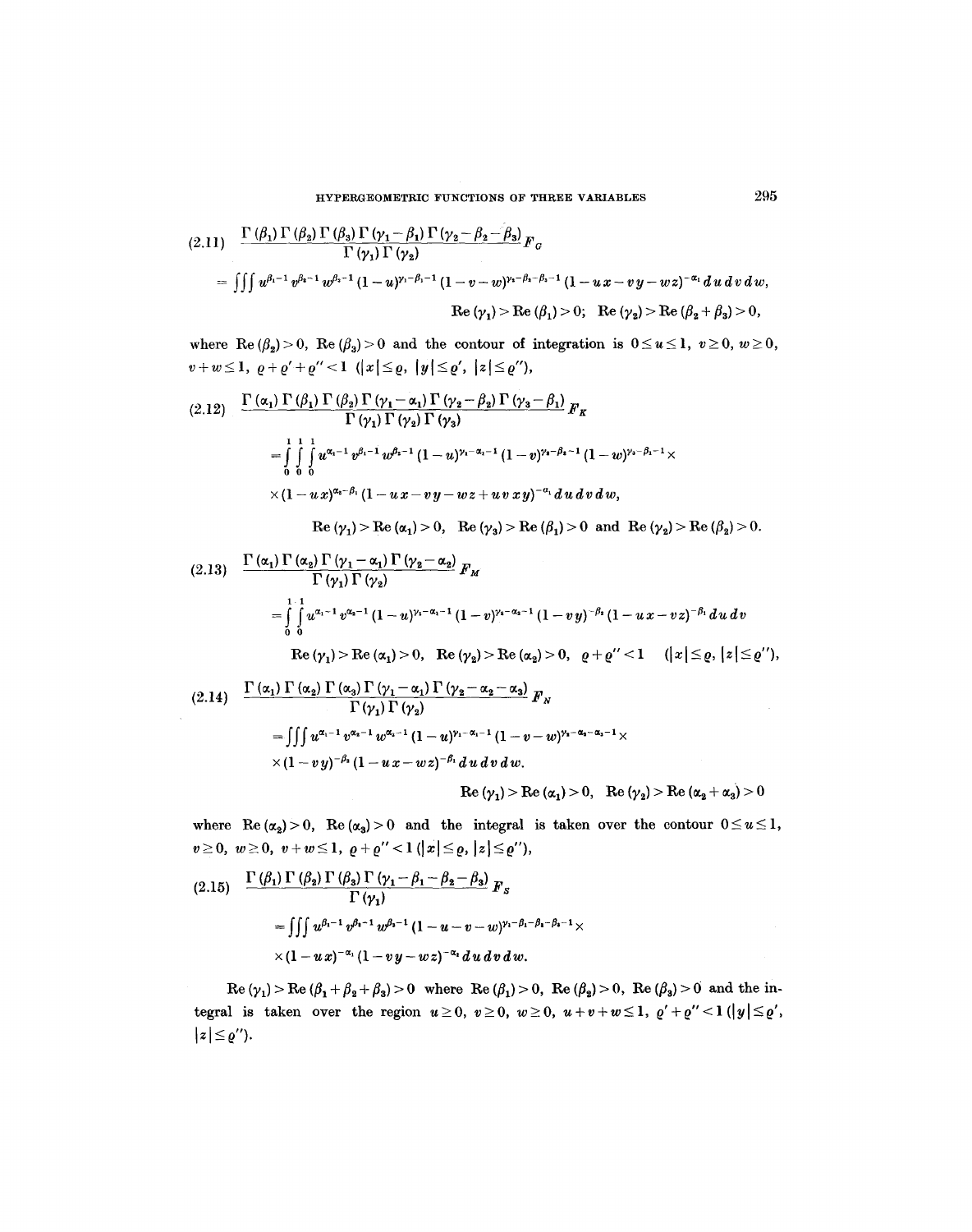$$(2.11)\quad \frac{\Gamma(\beta_1)\Gamma(\beta_2)\Gamma(\beta_3)\Gamma(\gamma_1-\beta_1)\Gamma(\gamma_2-\beta_2-\beta_3)}{\Gamma(\gamma_1)\Gamma(\gamma_2)}F_G$$

$$=\iiint u^{\beta_1-1}v^{\beta_2-1}w^{\beta_3-1}(1-u)^{\gamma_1-\beta_1-1}(1-v-w)^{\gamma_2-\beta_2-\beta_3-1}(1-ux-vy-wz)^{-\alpha_1}\,du\,dv\,dw,$$

$$\operatorname{Re}(\gamma_1)>\operatorname{Re}(\beta_1)>0;\quad \operatorname{Re}(\gamma_2)>\operatorname{Re}(\beta_2+\beta_3)>0,$$

where $\operatorname{Re}(\beta_2)>0$, $\operatorname{Re}(\beta_3)>0$ and the contour of integration is $0\le u\le 1$, $v\ge 0$, $w\ge 0$, $v+w\le 1$, $\varrho+\varrho'+\varrho''<1$ ($|x|\le\varrho$, $|y|\le\varrho'$, $|z|\le\varrho''$),

$$(2.12)\quad \frac{\Gamma(\alpha_1)\Gamma(\beta_1)\Gamma(\beta_2)\Gamma(\gamma_1-\alpha_1)\Gamma(\gamma_2-\beta_2)\Gamma(\gamma_3-\beta_1)}{\Gamma(\gamma_1)\Gamma(\gamma_2)\Gamma(\gamma_3)}F_K$$

$$=\int_0^1\int_0^1\int_0^1 u^{\alpha_1-1}v^{\beta_1-1}w^{\beta_2-1}(1-u)^{\gamma_1-\alpha_1-1}(1-v)^{\gamma_3-\beta_1-1}(1-w)^{\gamma_2-\beta_2-1}\times$$

$$\times(1-ux)^{\alpha_2-\beta_1}(1-ux-vy-wz+uvxy)^{-\alpha_1}\,du\,dv\,dw,$$

$$\operatorname{Re}(\gamma_1)>\operatorname{Re}(\alpha_1)>0,\quad \operatorname{Re}(\gamma_3)>\operatorname{Re}(\beta_1)>0 \text{ and } \operatorname{Re}(\gamma_2)>\operatorname{Re}(\beta_2)>0.$$

$$(2.13)\quad \frac{\Gamma(\alpha_1)\Gamma(\alpha_2)\Gamma(\gamma_1-\alpha_1)\Gamma(\gamma_2-\alpha_2)}{\Gamma(\gamma_1)\Gamma(\gamma_2)}F_M$$

$$=\int_0^1\int_0^1 u^{\alpha_1-1}v^{\alpha_2-1}(1-u)^{\gamma_1-\alpha_1-1}(1-v)^{\gamma_2-\alpha_2-1}(1-vy)^{-\beta_2}(1-ux-vz)^{-\beta_1}\,du\,dv$$

$$\operatorname{Re}(\gamma_1)>\operatorname{Re}(\alpha_1)>0,\quad \operatorname{Re}(\gamma_2)>\operatorname{Re}(\alpha_2)>0,\quad \varrho+\varrho''<1\quad(|x|\le\varrho,\ |z|\le\varrho''),$$

$$(2.14)\quad \frac{\Gamma(\alpha_1)\Gamma(\alpha_2)\Gamma(\alpha_3)\Gamma(\gamma_1-\alpha_1)\Gamma(\gamma_2-\alpha_2-\alpha_3)}{\Gamma(\gamma_1)\Gamma(\gamma_2)}F_N$$

$$=\iiint u^{\alpha_1-1}v^{\alpha_2-1}w^{\alpha_3-1}(1-u)^{\gamma_1-\alpha_1-1}(1-v-w)^{\gamma_2-\alpha_2-\alpha_3-1}\times$$

$$\times(1-vy)^{-\beta_2}(1-ux-wz)^{-\beta_1}\,du\,dv\,dw.$$

$$\operatorname{Re}(\gamma_1)>\operatorname{Re}(\alpha_1)>0,\quad \operatorname{Re}(\gamma_2)>\operatorname{Re}(\alpha_2+\alpha_3)>0$$

where $\operatorname{Re}(\alpha_2)>0$, $\operatorname{Re}(\alpha_3)>0$ and the integral is taken over the contour $0\le u\le 1$, $v\ge 0$, $w\ge 0$, $v+w\le 1$, $\varrho+\varrho''<1$ ($|x|\le\varrho$, $|z|\le\varrho''$),

$$(2.15)\quad \frac{\Gamma(\beta_1)\Gamma(\beta_2)\Gamma(\beta_3)\Gamma(\gamma_1-\beta_1-\beta_2-\beta_3)}{\Gamma(\gamma_1)}F_S$$

$$=\iiint u^{\beta_1-1}v^{\beta_2-1}w^{\beta_3-1}(1-u-v-w)^{\gamma_1-\beta_1-\beta_2-\beta_3-1}\times$$

$$\times(1-ux)^{-\alpha_1}(1-vy-wz)^{-\alpha_2}\,du\,dv\,dw.$$

$\operatorname{Re}(\gamma_1)>\operatorname{Re}(\beta_1+\beta_2+\beta_3)>0$ where $\operatorname{Re}(\beta_1)>0$, $\operatorname{Re}(\beta_2)>0$, $\operatorname{Re}(\beta_3)>0$ and the integral is taken over the region $u\ge 0$, $v\ge 0$, $w\ge 0$, $u+v+w\le 1$, $\varrho'+\varrho''<1$ ($|y|\le\varrho'$, $|z|\le\varrho''$).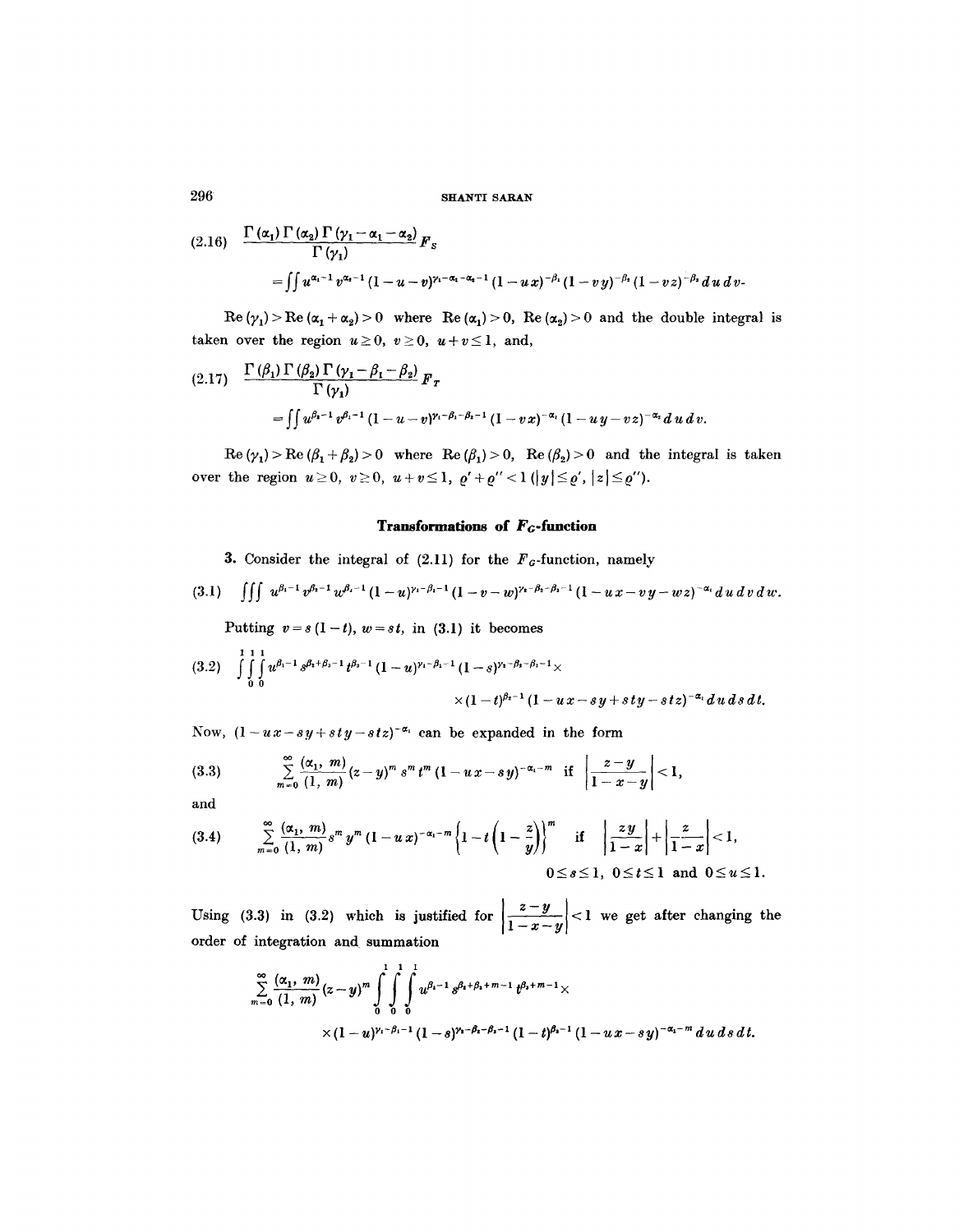$$(2.16)\quad \frac{\Gamma(\alpha_1)\,\Gamma(\alpha_2)\,\Gamma(\gamma_1-\alpha_1-\alpha_2)}{\Gamma(\gamma_1)}F_S$$

$$=\iint u^{\alpha_1-1}\,v^{\alpha_2-1}\,(1-u-v)^{\gamma_1-\alpha_1-\alpha_2-1}\,(1-u\,x)^{-\beta_1}\,(1-v\,y)^{-\beta_2}\,(1-v\,z)^{-\beta_2}\,d\,u\,d\,v.$$

$\operatorname{Re}(\gamma_1) > \operatorname{Re}(\alpha_1+\alpha_2) > 0$ where $\operatorname{Re}(\alpha_1) > 0$, $\operatorname{Re}(\alpha_2) > 0$ and the double integral is taken over the region $u \geq 0$, $v \geq 0$, $u+v \leq 1$, and,

$$(2.17)\quad \frac{\Gamma(\beta_1)\,\Gamma(\beta_2)\,\Gamma(\gamma_1-\beta_1-\beta_2)}{\Gamma(\gamma_1)}F_T$$

$$=\iint u^{\beta_1-1}\,v^{\beta_1-1}\,(1-u-v)^{\gamma_1-\beta_1-\beta_2-1}\,(1-v\,x)^{-\alpha_1}\,(1-u\,y-v\,z)^{-\alpha_2}\,d\,u\,d\,v.$$

$\operatorname{Re}(\gamma_1) > \operatorname{Re}(\beta_1+\beta_2) > 0$ where $\operatorname{Re}(\beta_1) > 0$, $\operatorname{Re}(\beta_2) > 0$ and the integral is taken over the region $u \geq 0$, $v \geq 0$, $u+v \leq 1$, $\varrho'+\varrho'' < 1$ $(|y| \leq \varrho', |z| \leq \varrho'')$.

## Transformations of $F_G$-function

3. Consider the integral of (2.11) for the $F_G$-function, namely

$$(3.1)\quad \iiint u^{\beta_1-1}\,v^{\beta_2-1}\,w^{\beta_3-1}\,(1-u)^{\gamma_1-\beta_1-1}\,(1-v-w)^{\gamma_2-\beta_2-\beta_3-1}\,(1-u\,x-v\,y-w\,z)^{-\alpha_1}\,d\,u\,d\,v\,d\,w.$$

Putting $v=s\,(1-t)$, $w=s\,t$, in (3.1) it becomes

$$(3.2)\quad \int_0^1\int_0^1\int_0^1 u^{\beta_1-1}\,s^{\beta_2+\beta_3-1}\,t^{\beta_3-1}\,(1-u)^{\gamma_1-\beta_1-1}\,(1-s)^{\gamma_2-\beta_2-\beta_3-1}\times$$

$$\times(1-t)^{\beta_2-1}\,(1-u\,x-s\,y+s\,t\,y-s\,t\,z)^{-\alpha_1}\,d\,u\,d\,s\,d\,t.$$

Now, $(1-u\,x-s\,y+s\,t\,y-s\,t\,z)^{-\alpha_1}$ can be expanded in the form

$$(3.3)\quad \sum_{m=0}^{\infty}\frac{(\alpha_1,\,m)}{(1,\,m)}(z-y)^m\,s^m\,t^m\,(1-u\,x-s\,y)^{-\alpha_1-m}\quad \text{if}\quad \left|\frac{z-y}{1-x-y}\right|<1,$$

and

$$(3.4)\quad \sum_{m=0}^{\infty}\frac{(\alpha_1,\,m)}{(1,\,m)}s^m\,y^m\,(1-u\,x)^{-\alpha_1-m}\left\{1-t\left(1-\frac{z}{y}\right)\right\}^m\quad \text{if}\quad \left|\frac{z\,y}{1-x}\right|+\left|\frac{z}{1-x}\right|<1,$$

$$0 \leq s \leq 1,\ \ 0 \leq t \leq 1 \ \text{ and } \ 0 \leq u \leq 1.$$

Using (3.3) in (3.2) which is justified for $\left|\dfrac{z-y}{1-x-y}\right|<1$ we get after changing the order of integration and summation

$$\sum_{m=0}^{\infty}\frac{(\alpha_1,\,m)}{(1,\,m)}(z-y)^m\int_0^1\int_0^1\int_0^1 u^{\beta_1-1}\,s^{\beta_2+\beta_3+m-1}\,t^{\beta_3+m-1}\times$$

$$\times(1-u)^{\gamma_1-\beta_1-1}\,(1-s)^{\gamma_2-\beta_2-\beta_3-1}\,(1-t)^{\beta_2-1}\,(1-u\,x-s\,y)^{-\alpha_1-m}\,d\,u\,d\,s\,d\,t.$$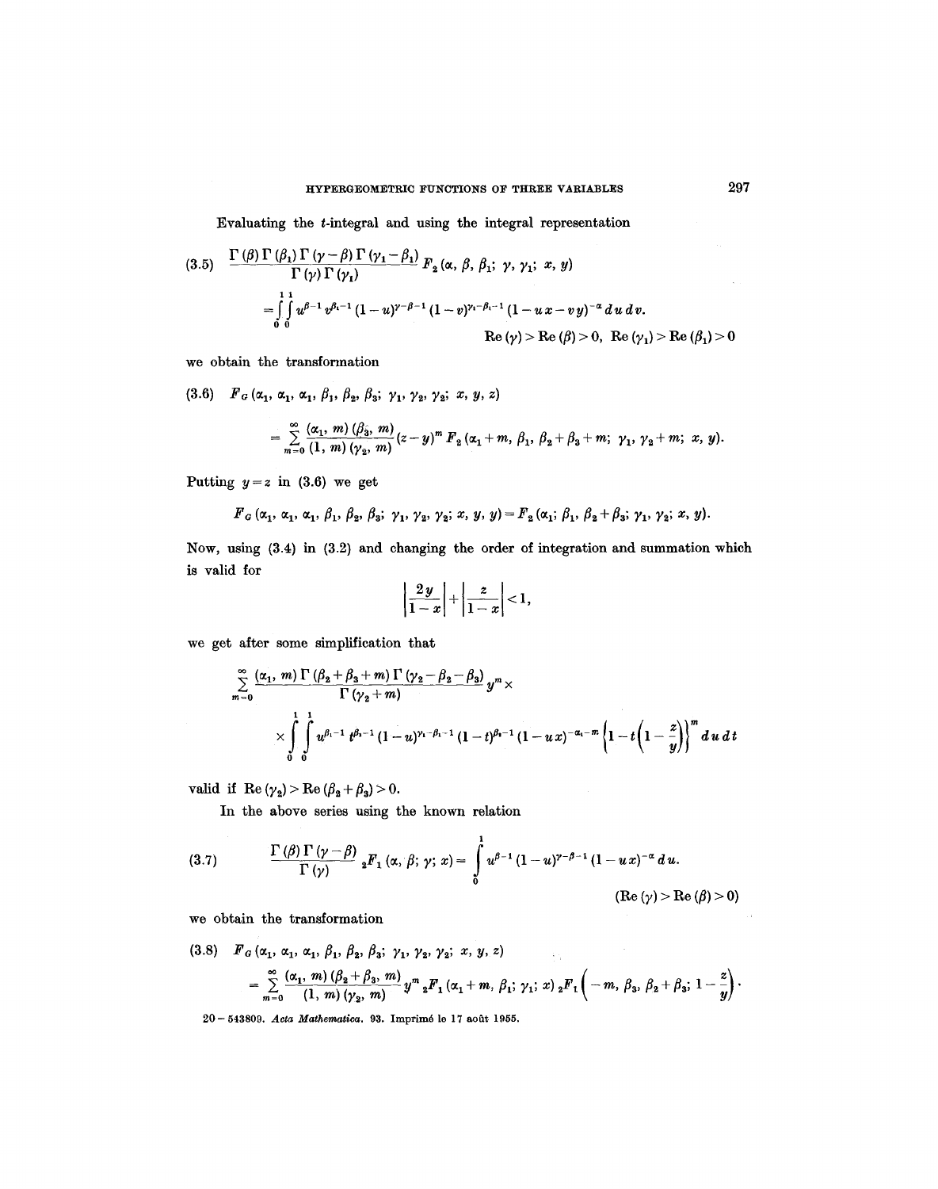Evaluating the $t$-integral and using the integral representation

$$
(3.5) \quad \frac{\Gamma(\beta)\Gamma(\beta_1)\Gamma(\gamma-\beta)\Gamma(\gamma_1-\beta_1)}{\Gamma(\gamma)\Gamma(\gamma_1)} F_2(\alpha, \beta, \beta_1; \gamma, \gamma_1; x, y)
$$

$$
= \int_0^1 \int_0^1 u^{\beta-1} v^{\beta_1-1} (1-u)^{\gamma-\beta-1} (1-v)^{\gamma_1-\beta_1-1} (1-ux-vy)^{-\alpha}\, du\, dv.
$$

$$
\operatorname{Re}(\gamma) > \operatorname{Re}(\beta) > 0, \quad \operatorname{Re}(\gamma_1) > \operatorname{Re}(\beta_1) > 0
$$

we obtain the transformation

$$
(3.6) \quad F_G(\alpha_1, \alpha_1, \alpha_1, \beta_1, \beta_2, \beta_3; \gamma_1, \gamma_2, \gamma_2; x, y, z)
$$

$$
= \sum_{m=0}^{\infty} \frac{(\alpha_1, m)(\beta_3, m)}{(1, m)(\gamma_2, m)} (z-y)^m F_2(\alpha_1+m, \beta_1, \beta_2+\beta_3+m; \gamma_1, \gamma_2+m; x, y).
$$

Putting $y = z$ in (3.6) we get

$$
F_G(\alpha_1, \alpha_1, \alpha_1, \beta_1, \beta_2, \beta_3; \gamma_1, \gamma_2, \gamma_2; x, y, y) = F_2(\alpha_1; \beta_1, \beta_2+\beta_3; \gamma_1, \gamma_2; x, y).
$$

Now, using (3.4) in (3.2) and changing the order of integration and summation which is valid for

$$
\left|\frac{2y}{1-x}\right| + \left|\frac{z}{1-x}\right| < 1,
$$

we get after some simplification that

$$
\sum_{m=0}^{\infty} \frac{(\alpha_1, m)\Gamma(\beta_2+\beta_3+m)\Gamma(\gamma_2-\beta_2-\beta_3)}{\Gamma(\gamma_2+m)} y^m \times
$$

$$
\times \int_0^1 \int_0^1 u^{\beta_1-1} t^{\beta_3-1} (1-u)^{\gamma_1-\beta_1-1} (1-t)^{\beta_2-1} (1-ux)^{-\alpha_1-m} \left\{1 - t\left(1 - \frac{z}{y}\right)\right\}^m du\, dt
$$

valid if $\operatorname{Re}(\gamma_2) > \operatorname{Re}(\beta_2+\beta_3) > 0$.

In the above series using the known relation

$$
(3.7) \quad \frac{\Gamma(\beta)\Gamma(\gamma-\beta)}{\Gamma(\gamma)} {}_2F_1(\alpha, \beta; \gamma; x) = \int_0^1 u^{\beta-1}(1-u)^{\gamma-\beta-1}(1-ux)^{-\alpha}\, du.
$$

$$
(\operatorname{Re}(\gamma) > \operatorname{Re}(\beta) > 0)
$$

we obtain the transformation

$$
(3.8) \quad F_G(\alpha_1, \alpha_1, \alpha_1, \beta_1, \beta_2, \beta_3; \gamma_1, \gamma_2, \gamma_2; x, y, z)
$$

$$
= \sum_{m=0}^{\infty} \frac{(\alpha_1, m)(\beta_2+\beta_3, m)}{(1, m)(\gamma_2, m)} y^m\, {}_2F_1(\alpha_1+m, \beta_1; \gamma_1; x)\, {}_2F_1\left(-m, \beta_3, \beta_2+\beta_3; 1-\frac{z}{y}\right).
$$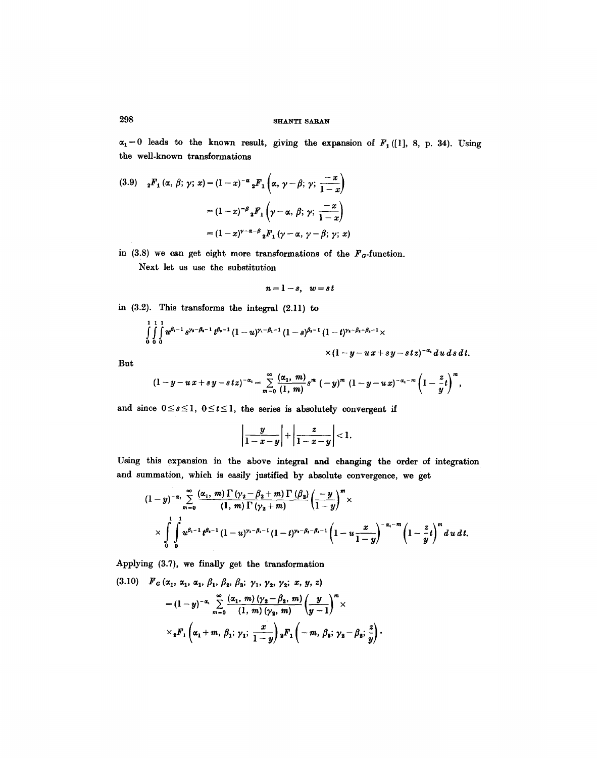$\alpha_1 = 0$ leads to the known result, giving the expansion of $F_1$ ([1], 8, p. 34). Using the well-known transformations

$$
\begin{aligned}
(3.9) \quad {}_2F_1(\alpha, \beta; \gamma; x) &= (1-x)^{-\alpha} {}_2F_1\left(\alpha, \gamma-\beta; \gamma; \frac{-x}{1-x}\right) \\
&= (1-x)^{-\beta} {}_2F_1\left(\gamma-\alpha, \beta; \gamma; \frac{-x}{1-x}\right) \\
&= (1-x)^{\gamma-\alpha-\beta} {}_2F_1(\gamma-\alpha, \gamma-\beta; \gamma; x)
\end{aligned}
$$

in (3.8) we can get eight more transformations of the $F_G$-function.

Next let us use the substitution

$$
n = 1 - s, \quad w = s\,t
$$

in (3.2). This transforms the integral (2.11) to

$$
\int_0^1\int_0^1\int_0^1 u^{\beta_1-1} s^{\gamma_2-\beta_3-1} t^{\beta_3-1} (1-u)^{\gamma_1-\beta_1-1} (1-s)^{\beta_2-1} (1-t)^{\gamma_2-\beta_2-\beta_3-1} \times
$$
$$
\times (1 - y - u\,x + s\,y - s\,t\,z)^{-\alpha_1} du\, ds\, dt.
$$

But

$$
(1 - y - u\,x + s\,y - s\,t\,z)^{-\alpha_1} = \sum_{m=0}^{\infty} \frac{(\alpha_1, m)}{(1, m)} s^m (-y)^m (1-y-u\,x)^{-\alpha_1-m} \left(1 - \frac{z}{y} t\right)^m,
$$

and since $0 \le s \le 1$, $0 \le t \le 1$, the series is absolutely convergent if

$$
\left|\frac{y}{1-x-y}\right| + \left|\frac{z}{1-x-y}\right| < 1.
$$

Using this expansion in the above integral and changing the order of integration and summation, which is easily justified by absolute convergence, we get

$$
(1-y)^{-\alpha_1} \sum_{m=0}^{\infty} \frac{(\alpha_1, m)\,\Gamma(\gamma_2 - \beta_2 + m)\,\Gamma(\beta_2)}{(1, m)\,\Gamma(\gamma_2 + m)} \left(\frac{-y}{1-y}\right)^m \times
$$
$$
\times \int_0^1\int_0^1 u^{\beta_1-1} t^{\beta_3-1} (1-u)^{\gamma_1-\beta_1-1} (1-t)^{\gamma_2-\beta_2-\beta_3-1} \left(1 - u\frac{x}{1-y}\right)^{-\alpha_1-m} \left(1 - \frac{z}{y} t\right)^m du\, dt.
$$

Applying (3.7), we finally get the transformation

$$
\begin{aligned}
(3.10) \quad & F_G(\alpha_1, \alpha_1, \alpha_1, \beta_1, \beta_2, \beta_3; \gamma_1, \gamma_2, \gamma_2; x, y, z) \\
&= (1-y)^{-\alpha_1} \sum_{m=0}^{\infty} \frac{(\alpha_1, m)\,(\gamma_2 - \beta_2, m)}{(1, m)\,(\gamma_2, m)} \left(\frac{y}{y-1}\right)^m \times \\
&\times {}_2F_1\left(\alpha_1 + m, \beta_1; \gamma_1; \frac{x}{1-y}\right) {}_2F_1\left(-m, \beta_3; \gamma_2 - \beta_2; \frac{z}{y}\right).
\end{aligned}
$$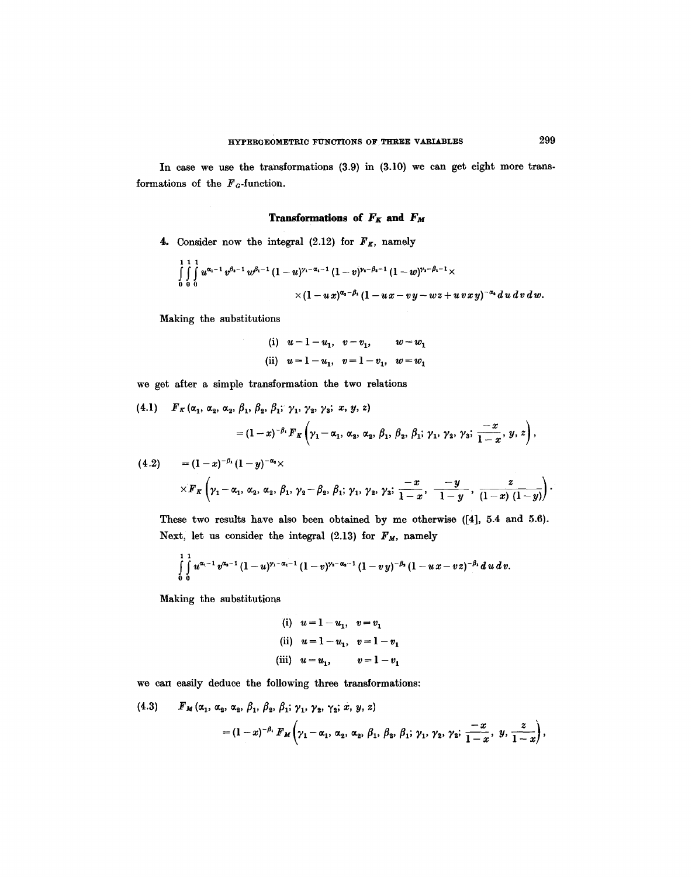In case we use the transformations (3.9) in (3.10) we can get eight more transformations of the $F_G$-function.

## Transformations of $F_K$ and $F_M$

4. Consider now the integral (2.12) for $F_K$, namely

$$\int_0^1\int_0^1\int_0^1 u^{\alpha_1-1} v^{\beta_2-1} w^{\beta_1-1} (1-u)^{\gamma_1-\alpha_1-1} (1-v)^{\gamma_2-\beta_2-1} (1-w)^{\gamma_3-\beta_1-1} \times$$
$$\times (1-ux)^{\alpha_2-\beta_1} (1-ux-vy-wz+uvxy)^{-\alpha_2}\, du\, dv\, dw.$$

Making the substitutions

$$\text{(i)}\quad u = 1-u_1, \quad v = v_1, \quad w = w_1$$
$$\text{(ii)}\quad u = 1-u_1, \quad v = 1-v_1, \quad w = w_1$$

we get after a simple transformation the two relations

$$(4.1)\qquad F_K(\alpha_1, \alpha_2, \alpha_2, \beta_1, \beta_2, \beta_1; \gamma_1, \gamma_2, \gamma_3; x, y, z)$$
$$= (1-x)^{-\beta_1} F_K\left(\gamma_1-\alpha_1, \alpha_2, \alpha_2, \beta_1, \beta_2, \beta_1; \gamma_1, \gamma_2, \gamma_3; \frac{-x}{1-x}, y, z\right),$$

$$(4.2)\qquad = (1-x)^{-\beta_1}(1-y)^{-\alpha_2}\times$$
$$\times F_K\left(\gamma_1-\alpha_1, \alpha_2, \alpha_2, \beta_1, \gamma_2-\beta_2, \beta_1; \gamma_1, \gamma_2, \gamma_3; \frac{-x}{1-x}, \frac{-y}{1-y}, \frac{z}{(1-x)(1-y)}\right).$$

These two results have also been obtained by me otherwise ([4], 5.4 and 5.6).

Next, let us consider the integral (2.13) for $F_M$, namely

$$\int_0^1\int_0^1 u^{\alpha_1-1} v^{\alpha_2-1} (1-u)^{\gamma_1-\alpha_1-1} (1-v)^{\gamma_2-\alpha_2-1} (1-vy)^{-\beta_2} (1-ux-vz)^{-\beta_1}\, du\, dv.$$

Making the substitutions

$$\text{(i)}\quad u = 1-u_1, \quad v = v_1$$
$$\text{(ii)}\quad u = 1-u_1, \quad v = 1-v_1$$
$$\text{(iii)}\quad u = u_1, \quad v = 1-v_1$$

we can easily deduce the following three transformations:

$$(4.3)\qquad F_M(\alpha_1, \alpha_2, \alpha_2, \beta_1, \beta_2, \beta_1; \gamma_1, \gamma_2, \gamma_2; x, y, z)$$
$$= (1-x)^{-\beta_1} F_M\left(\gamma_1-\alpha_1, \alpha_2, \alpha_2, \beta_1, \beta_2, \beta_1; \gamma_1, \gamma_2, \gamma_2; \frac{-x}{1-x}, y, \frac{z}{1-x}\right),$$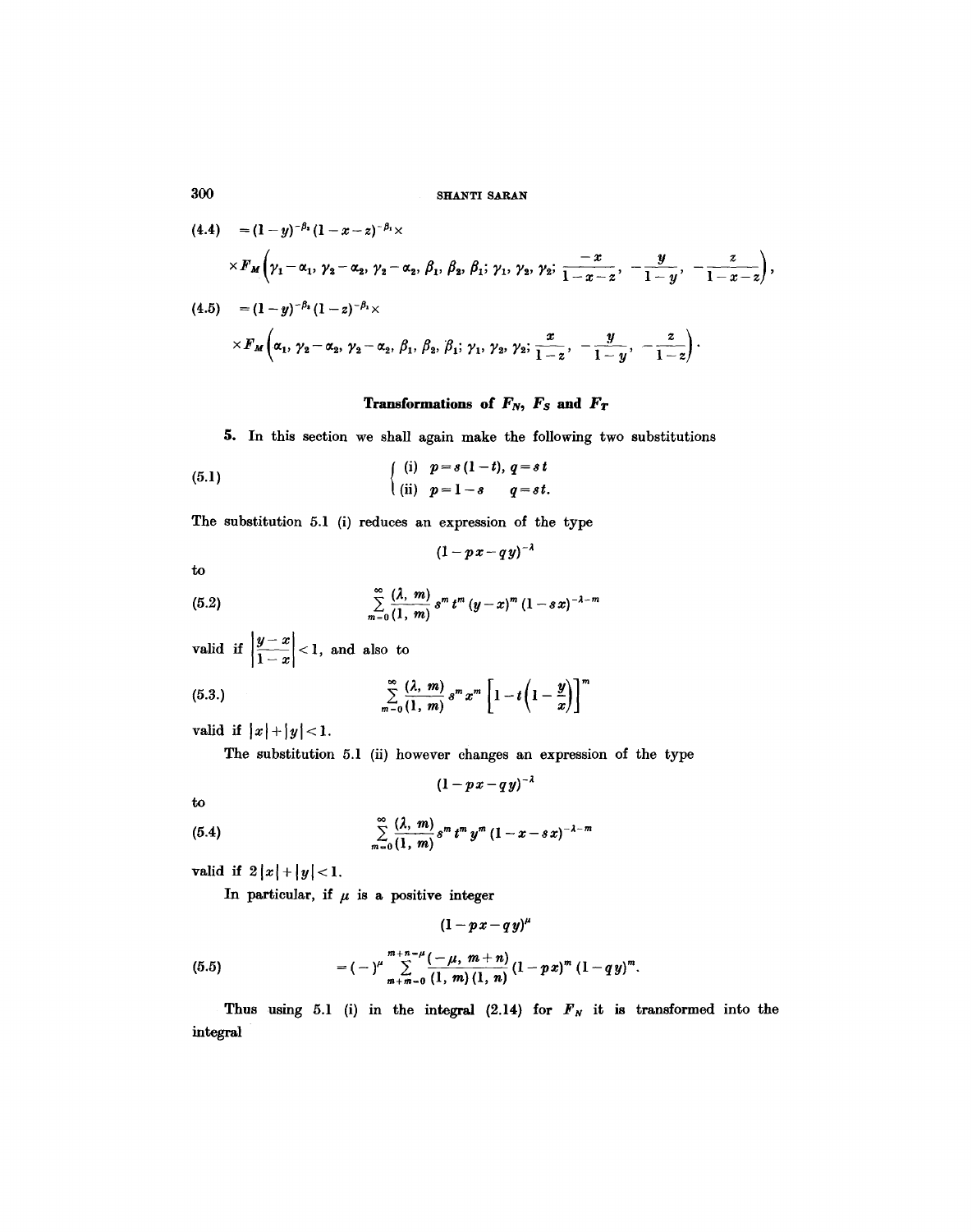$$(4.4) \quad = (1-y)^{-\beta_2}(1-x-z)^{-\beta_1} \times$$

$$\times F_M\left(\gamma_1-\alpha_1,\ \gamma_2-\alpha_2,\ \gamma_2-\alpha_2,\ \beta_1,\ \beta_2,\ \beta_1;\ \gamma_1,\ \gamma_2,\ \gamma_2;\ \frac{-x}{1-x-z},\ -\frac{y}{1-y},\ -\frac{z}{1-x-z}\right),$$

$$(4.5) \quad = (1-y)^{-\beta_2}(1-z)^{-\beta_1} \times$$

$$\times F_M\left(\alpha_1,\ \gamma_2-\alpha_2,\ \gamma_2-\alpha_2,\ \beta_1,\ \beta_2,\ \beta_1;\ \gamma_1,\ \gamma_2,\ \gamma_2;\ \frac{x}{1-z},\ -\frac{y}{1-y},\ -\frac{z}{1-z}\right).$$

## Transformations of $F_N$, $F_S$ and $F_T$

5. In this section we shall again make the following two substitutions

$$(5.1) \qquad \begin{cases} \text{(i)} & p = s(1-t),\ q = st \\ \text{(ii)} & p = 1-s \qquad q = st. \end{cases}$$

The substitution 5.1 (i) reduces an expression of the type

$$(1-px-qy)^{-\lambda}$$

to

$$(5.2) \qquad \sum_{m=0}^{\infty} \frac{(\lambda,\ m)}{(1,\ m)} s^m t^m (y-x)^m (1-sx)^{-\lambda-m}$$

valid if $\left|\dfrac{y-x}{1-x}\right| < 1$, and also to

$$(5.3.) \qquad \sum_{m=0}^{\infty} \frac{(\lambda,\ m)}{(1,\ m)} s^m x^m \left[1 - t\left(1 - \frac{y}{x}\right)\right]^m$$

valid if $|x| + |y| < 1$.

The substitution 5.1 (ii) however changes an expression of the type

$$(1-px-qy)^{-\lambda}$$

to

$$(5.4) \qquad \sum_{m=0}^{\infty} \frac{(\lambda,\ m)}{(1,\ m)} s^m t^m y^m (1-x-sx)^{-\lambda-m}$$

valid if $2|x| + |y| < 1$.

In particular, if $\mu$ is a positive integer

$$(1-px-qy)^{\mu}$$

$$(5.5) \qquad = (-)^{\mu} \sum_{m+n=0}^{m+n=\mu} \frac{(-\mu,\ m+n)}{(1,\ m)(1,\ n)} (1-px)^m (1-qy)^m.$$

Thus using 5.1 (i) in the integral (2.14) for $F_N$ it is transformed into the integral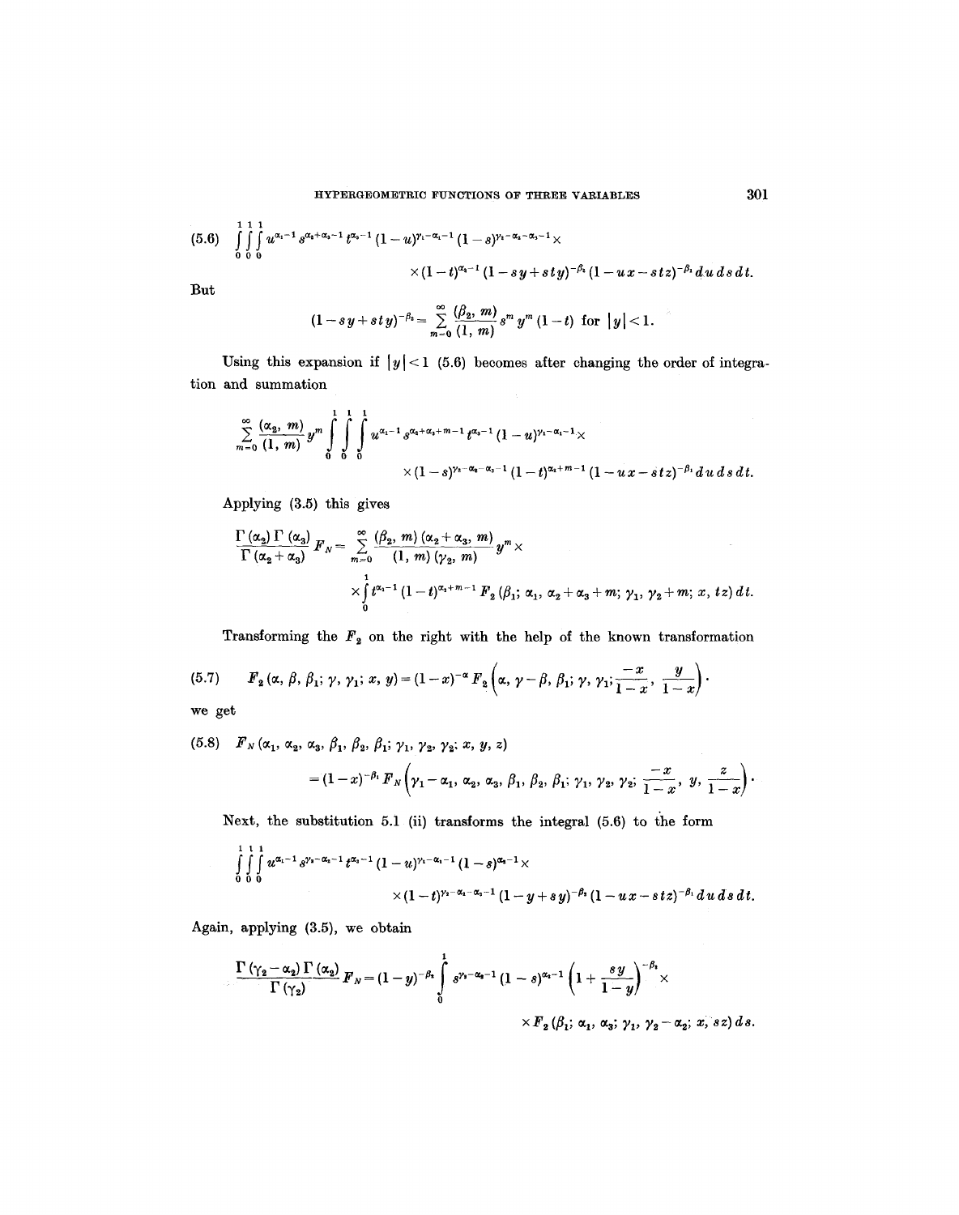$$(5.6)\quad \int_0^1\int_0^1\int_0^1 u^{\alpha_1-1} s^{\alpha_2+\alpha_3-1} t^{\alpha_3-1} (1-u)^{\gamma_1-\alpha_1-1} (1-s)^{\gamma_2-\alpha_2-\alpha_3-1} \times$$

$$\times (1-t)^{\alpha_2-1} (1-sy+sty)^{-\beta_2} (1-ux-stz)^{-\beta_1}\, du\, ds\, dt.$$

But

$$(1-sy+sty)^{-\beta_2} = \sum_{m=0}^{\infty} \frac{(\beta_2, m)}{(1, m)} s^m y^m (1-t) \text{ for } |y|<1.$$

Using this expansion if $|y|<1$ (5.6) becomes after changing the order of integration and summation

$$\sum_{m=0}^{\infty} \frac{(\alpha_2, m)}{(1, m)} y^m \int_0^1\int_0^1\int_0^1 u^{\alpha_1-1} s^{\alpha_2+\alpha_3+m-1} t^{\alpha_3-1} (1-u)^{\gamma_1-\alpha_1-1} \times$$

$$\times (1-s)^{\gamma_2-\alpha_2-\alpha_3-1} (1-t)^{\alpha_2+m-1} (1-ux-stz)^{-\beta_1}\, du\, ds\, dt.$$

Applying (3.5) this gives

$$\frac{\Gamma(\alpha_2)\,\Gamma(\alpha_3)}{\Gamma(\alpha_2+\alpha_3)} F_N = \sum_{m=0}^{\infty} \frac{(\beta_2, m)\,(\alpha_2+\alpha_3, m)}{(1, m)\,(\gamma_2, m)} y^m \times$$

$$\times \int_0^1 t^{\alpha_3-1} (1-t)^{\alpha_2+m-1} F_2(\beta_1;\, \alpha_1,\, \alpha_2+\alpha_3+m;\, \gamma_1,\, \gamma_2+m;\, x,\, tz)\, dt.$$

Transforming the $F_2$ on the right with the help of the known transformation

$$(5.7)\quad F_2(\alpha, \beta, \beta_1; \gamma, \gamma_1; x, y) = (1-x)^{-\alpha} F_2\left(\alpha, \gamma-\beta, \beta_1; \gamma, \gamma_1; \frac{-x}{1-x}, \frac{y}{1-x}\right).$$

we get

$$(5.8)\quad F_N(\alpha_1, \alpha_2, \alpha_3, \beta_1, \beta_2, \beta_1; \gamma_1, \gamma_2, \gamma_2; x, y, z)$$

$$= (1-x)^{-\beta_1} F_N\left(\gamma_1-\alpha_1, \alpha_2, \alpha_3, \beta_1, \beta_2, \beta_1; \gamma_1, \gamma_2, \gamma_2; \frac{-x}{1-x}, y, \frac{z}{1-x}\right).$$

Next, the substitution 5.1 (ii) transforms the integral (5.6) to the form

$$\int_0^1\int_0^1\int_0^1 u^{\alpha_1-1} s^{\gamma_2-\alpha_2-1} t^{\alpha_3-1} (1-u)^{\gamma_1-\alpha_1-1} (1-s)^{\alpha_2-1} \times$$

$$\times (1-t)^{\gamma_2-\alpha_2-\alpha_3-1} (1-y+sy)^{-\beta_2} (1-ux-stz)^{-\beta_1}\, du\, ds\, dt.$$

Again, applying (3.5), we obtain

$$\frac{\Gamma(\gamma_2-\alpha_2)\,\Gamma(\alpha_2)}{\Gamma(\gamma_2)} F_N = (1-y)^{-\beta_2} \int_0^1 s^{\gamma_2-\alpha_2-1} (1-s)^{\alpha_2-1} \left(1+\frac{sy}{1-y}\right)^{-\beta_2} \times$$

$$\times F_2(\beta_1;\, \alpha_1,\, \alpha_3;\, \gamma_1,\, \gamma_2-\alpha_2;\, x,\, sz)\, ds.$$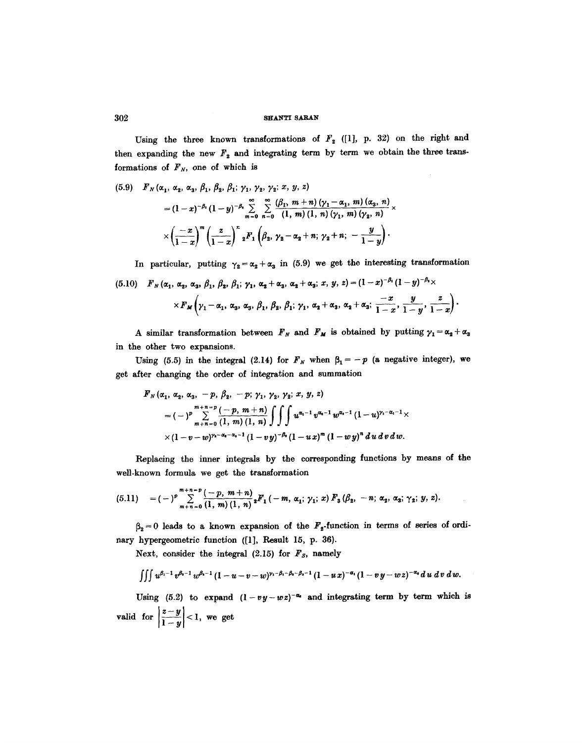Using the three known transformations of $F_2$ ([1], p. 32) on the right and then expanding the new $F_2$ and integrating term by term we obtain the three transformations of $F_N$, one of which is

$$
\begin{aligned}
(5.9)\quad & F_N(\alpha_1, \alpha_2, \alpha_3, \beta_1, \beta_2, \beta_1; \gamma_1, \gamma_2, \gamma_2; x, y, z) \\
&= (1-x)^{-\beta_1}(1-y)^{-\beta_2} \sum_{m=0}^{\infty} \sum_{n=0}^{\infty} \frac{(\beta_1, m+n)(\gamma_1-\alpha_1, m)(\alpha_3, n)}{(1, m)(1, n)(\gamma_1, m)(\gamma_2, n)} \times \\
&\times \left(\frac{-x}{1-x}\right)^m \left(\frac{z}{1-x}\right)^n {}_2F_1\left(\beta_2, \gamma_2-\alpha_2+n; \gamma_2+n; -\frac{y}{1-y}\right).
\end{aligned}
$$

In particular, putting $\gamma_2 = \alpha_2 + \alpha_3$ in (5.9) we get the interesting transformation

$$
\begin{aligned}
(5.10)\quad & F_N(\alpha_1, \alpha_2, \alpha_3, \beta_1, \beta_2, \beta_1; \gamma_1, \alpha_2+\alpha_3, \alpha_2+\alpha_3; x, y, z) = (1-x)^{-\beta_1}(1-y)^{-\beta_2} \times \\
&\times F_M\left(\gamma_1-\alpha_1, \alpha_3, \alpha_3, \beta_1, \beta_2, \beta_1; \gamma_1, \alpha_2+\alpha_3, \alpha_2+\alpha_3; \frac{-x}{1-x}, \frac{y}{1-y}, \frac{z}{1-x}\right).
\end{aligned}
$$

A similar transformation between $F_N$ and $F_M$ is obtained by putting $\gamma_1 = \alpha_2 + \alpha_3$ in the other two expansions.

Using (5.5) in the integral (2.14) for $F_N$ when $\beta_1 = -p$ (a negative integer), we get after changing the order of integration and summation

$$
\begin{aligned}
& F_N(\alpha_1, \alpha_2, \alpha_3, -p, \beta_2, -p; \gamma_1, \gamma_2, \gamma_2; x, y, z) \\
&= (-)^p \sum_{m+n=0}^{m+n=p} \frac{(-p, m+n)}{(1, m)(1, n)} \iiint u^{\alpha_1-1} v^{\alpha_2-1} w^{\alpha_3-1} (1-u)^{\gamma_1-\alpha_1-1} \times \\
&\times (1-v-w)^{\gamma_2-\alpha_2-\alpha_3-1}(1-vy)^{-\beta_2}(1-ux)^m(1-wy)^n \, du\, dv\, dw.
\end{aligned}
$$

Replacing the inner integrals by the corresponding functions by means of the well-known formula we get the transformation

$$
(5.11)\quad = (-)^p \sum_{m+n=0}^{m+n=p} \frac{(-p, m+n)}{(1, m)(1, n)} {}_2F_1(-m, \alpha_1; \gamma_1; x) F_3(\beta_2, -n; \alpha_2, \alpha_3; \gamma_2; y, z).
$$

$\beta_2 = 0$ leads to a known expansion of the $F_2$-function in terms of series of ordinary hypergeometric function ([1], Result 15, p. 36).

Next, consider the integral (2.15) for $F_S$, namely

$$
\iiint u^{\beta_1-1} v^{\beta_2-1} w^{\beta_3-1} (1-u-v-w)^{\gamma_1-\beta_1-\beta_2-\beta_3-1}(1-ux)^{-\alpha_1}(1-vy-wz)^{-\alpha_2}\, du\, dv\, dw.
$$

Using (5.2) to expand $(1-vy-wz)^{-\alpha_2}$ and integrating term by term which is valid for $\left|\frac{z-y}{1-y}\right| < 1$, we get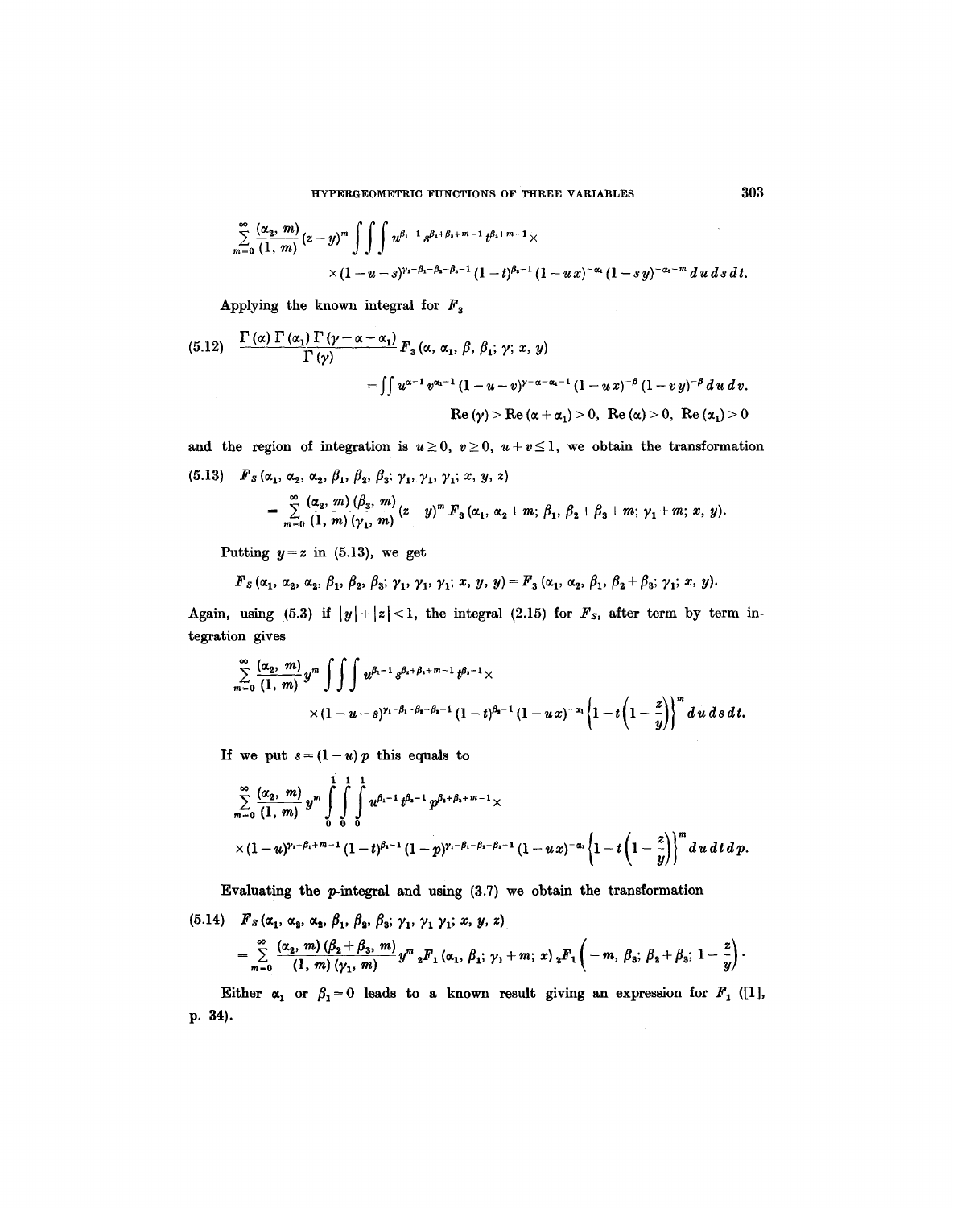$$\sum_{m=0}^{\infty} \frac{(\alpha_2, m)}{(1, m)} (z-y)^m \iiint u^{\beta_1 - 1} s^{\beta_2+\beta_3+m-1} t^{\beta_3+m-1} \times$$
$$\times (1-u-s)^{\gamma_1-\beta_1-\beta_2-\beta_3-1} (1-t)^{\beta_2-1} (1-ux)^{-\alpha_1} (1-sy)^{-\alpha_2-m} \, du\, ds\, dt.$$

Applying the known integral for $F_3$

$$\text{(5.12)} \quad \frac{\Gamma(\alpha)\Gamma(\alpha_1)\Gamma(\gamma-\alpha-\alpha_1)}{\Gamma(\gamma)} F_3(\alpha, \alpha_1, \beta, \beta_1; \gamma; x, y)$$
$$= \iint u^{\alpha-1} v^{\alpha_1-1} (1-u-v)^{\gamma-\alpha-\alpha_1-1} (1-ux)^{-\beta} (1-vy)^{-\beta} \, du\, dv.$$
$$\operatorname{Re}(\gamma) > \operatorname{Re}(\alpha+\alpha_1) > 0, \ \operatorname{Re}(\alpha) > 0, \ \operatorname{Re}(\alpha_1) > 0$$

and the region of integration is $u \geq 0$, $v \geq 0$, $u+v \leq 1$, we obtain the transformation

$$\text{(5.13)} \quad F_S(\alpha_1, \alpha_2, \alpha_2, \beta_1, \beta_2, \beta_3; \gamma_1, \gamma_1, \gamma_1; x, y, z)$$
$$= \sum_{m=0}^{\infty} \frac{(\alpha_2, m)(\beta_3, m)}{(1, m)(\gamma_1, m)} (z-y)^m F_3(\alpha_1, \alpha_2+m; \beta_1, \beta_2+\beta_3+m; \gamma_1+m; x, y).$$

Putting $y=z$ in (5.13), we get

$$F_S(\alpha_1, \alpha_2, \alpha_2, \beta_1, \beta_2, \beta_3; \gamma_1, \gamma_1, \gamma_1; x, y, y) = F_3(\alpha_1, \alpha_2, \beta_1, \beta_2+\beta_3; \gamma_1; x, y).$$

Again, using (5.3) if $|y|+|z|<1$, the integral (2.15) for $F_S$, after term by term integration gives

$$\sum_{m=0}^{\infty} \frac{(\alpha_2, m)}{(1, m)} y^m \iiint u^{\beta_1-1} s^{\beta_2+\beta_3+m-1} t^{\beta_3-1} \times$$
$$\times (1-u-s)^{\gamma_1-\beta_1-\beta_2-\beta_3-1} (1-t)^{\beta_2-1} (1-ux)^{-\alpha_1} \left\{1-t\left(1-\frac{z}{y}\right)\right\}^m du\, ds\, dt.$$

If we put $s=(1-u)p$ this equals to

$$\sum_{m=0}^{\infty} \frac{(\alpha_2, m)}{(1, m)} y^m \int_0^1\int_0^1\int_0^1 u^{\beta_1-1} t^{\beta_3-1} p^{\beta_2+\beta_3+m-1} \times$$
$$\times (1-u)^{\gamma_1-\beta_1+m-1} (1-t)^{\beta_2-1} (1-p)^{\gamma_1-\beta_1-\beta_2-\beta_3-1} (1-ux)^{-\alpha_1} \left\{1-t\left(1-\frac{z}{y}\right)\right\}^m du\, dt\, dp.$$

Evaluating the $p$-integral and using (3.7) we obtain the transformation

$$\text{(5.14)} \quad F_S(\alpha_1, \alpha_2, \alpha_2, \beta_1, \beta_2, \beta_3; \gamma_1, \gamma_1, \gamma_1; x, y, z)$$
$$= \sum_{m=0}^{\infty} \frac{(\alpha_2, m)(\beta_2+\beta_3, m)}{(1, m)(\gamma_1, m)} y^m \, {}_2F_1(\alpha_1, \beta_1; \gamma_1+m; x) \, {}_2F_1\left(-m, \beta_3; \beta_2+\beta_3; 1-\frac{z}{y}\right).$$

Either $\alpha_1$ or $\beta_1 = 0$ leads to a known result giving an expression for $F_1$ ([1], p. 34).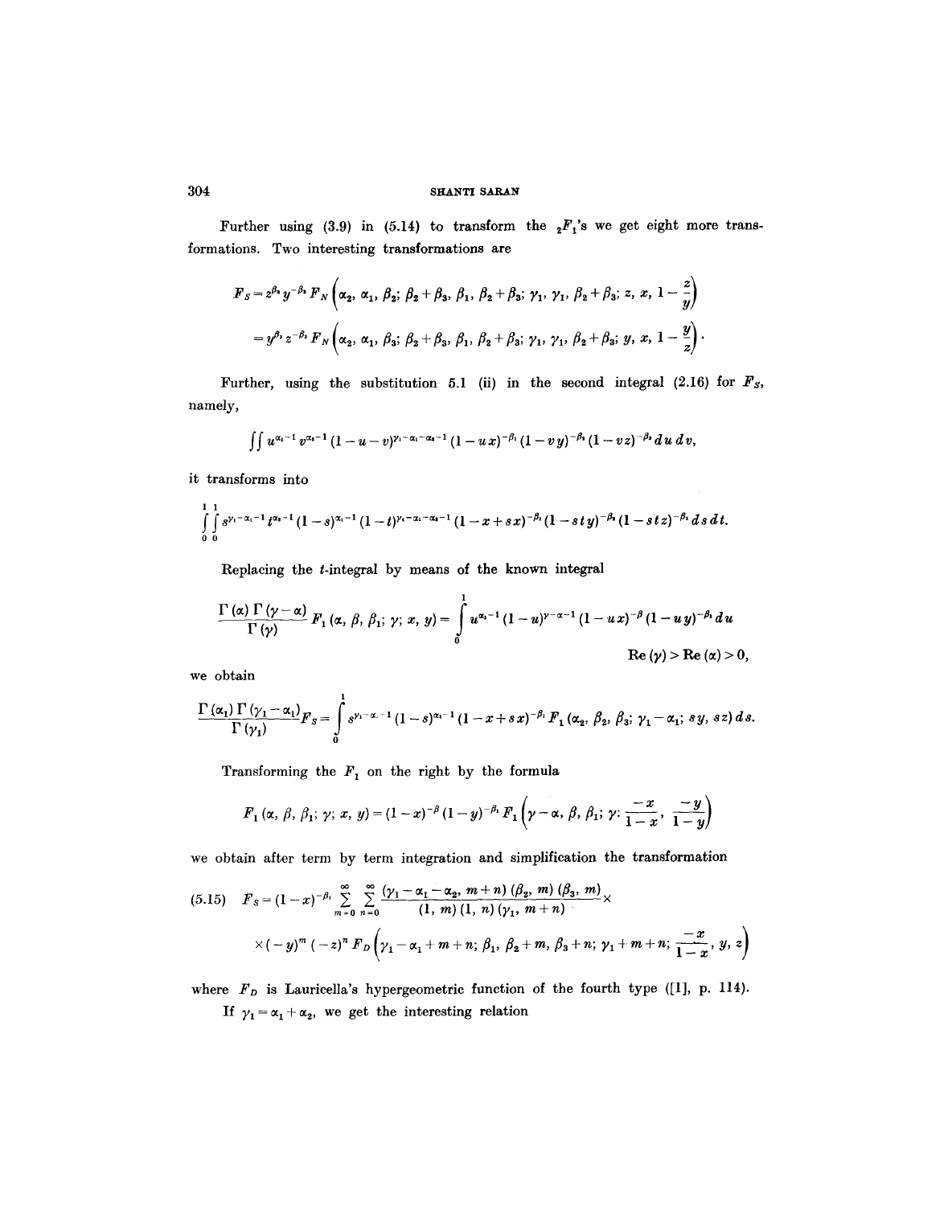Further using (3.9) in (5.14) to transform the ${}_2F_1$'s we get eight more transformations. Two interesting transformations are

$$F_S = z^{\beta_3} y^{-\beta_3} F_N \left(\alpha_2, \alpha_1, \beta_2; \beta_2 + \beta_3, \beta_1, \beta_2 + \beta_3; \gamma_1, \gamma_1, \beta_2 + \beta_3; z, x, 1 - \frac{z}{y}\right)$$

$$= y^{\beta_2} z^{-\beta_2} F_N \left(\alpha_2, \alpha_1, \beta_3; \beta_2 + \beta_3, \beta_1, \beta_2 + \beta_3; \gamma_1, \gamma_1, \beta_2 + \beta_3; y, x, 1 - \frac{y}{z}\right).$$

Further, using the substitution 5.1 (ii) in the second integral (2.16) for $F_S$, namely,

$$\iint u^{\alpha_1 - 1} v^{\alpha_2 - 1} (1 - u - v)^{\gamma_1 - \alpha_1 - \alpha_2 - 1} (1 - ux)^{-\beta_1} (1 - vy)^{-\beta_2} (1 - vz)^{-\beta_3} \, du \, dv,$$

it transforms into

$$\int_0^1 \int_0^1 s^{\gamma_1 - \alpha_1 - 1} t^{\alpha_2 - 1} (1 - s)^{\alpha_1 - 1} (1 - t)^{\gamma_1 - \alpha_1 - \alpha_2 - 1} (1 - x + sx)^{-\beta_1} (1 - sty)^{-\beta_2} (1 - stz)^{-\beta_3} \, ds \, dt.$$

Replacing the $t$-integral by means of the known integral

$$\frac{\Gamma(\alpha) \Gamma(\gamma - \alpha)}{\Gamma(\gamma)} F_1(\alpha, \beta, \beta_1; \gamma; x, y) = \int_0^1 u^{\alpha - 1} (1 - u)^{\gamma - \alpha - 1} (1 - ux)^{-\beta} (1 - uy)^{-\beta_1} \, du$$

$$\mathrm{Re}(\gamma) > \mathrm{Re}(\alpha) > 0,$$

we obtain

$$\frac{\Gamma(\alpha_1) \Gamma(\gamma_1 - \alpha_1)}{\Gamma(\gamma_1)} F_S = \int_0^1 s^{\gamma_1 - \alpha_1 - 1} (1 - s)^{\alpha_1 - 1} (1 - x + sx)^{-\beta_1} F_1(\alpha_2, \beta_2, \beta_3; \gamma_1 - \alpha_1; sy, sz) \, ds.$$

Transforming the $F_1$ on the right by the formula

$$F_1(\alpha, \beta, \beta_1; \gamma; x, y) = (1 - x)^{-\beta} (1 - y)^{-\beta_1} F_1\left(\gamma - \alpha, \beta, \beta_1; \gamma; \frac{-x}{1 - x}, \frac{-y}{1 - y}\right)$$

we obtain after term by term integration and simplification the transformation

$$(5.15) \quad F_S = (1 - x)^{-\beta_1} \sum_{m=0}^{\infty} \sum_{n=0}^{\infty} \frac{(\gamma_1 - \alpha_1 - \alpha_2, m + n)(\beta_2, m)(\beta_3, m)}{(1, m)(1, n)(\gamma_1, m + n)} \times$$

$$\times (-y)^m (-z)^n F_D\left(\gamma_1 - \alpha_1 + m + n; \beta_1, \beta_2 + m, \beta_3 + n; \gamma_1 + m + n; \frac{-x}{1 - x}, y, z\right)$$

where $F_D$ is Lauricella's hypergeometric function of the fourth type ([1], p. 114).

If $\gamma_1 = \alpha_1 + \alpha_2$, we get the interesting relation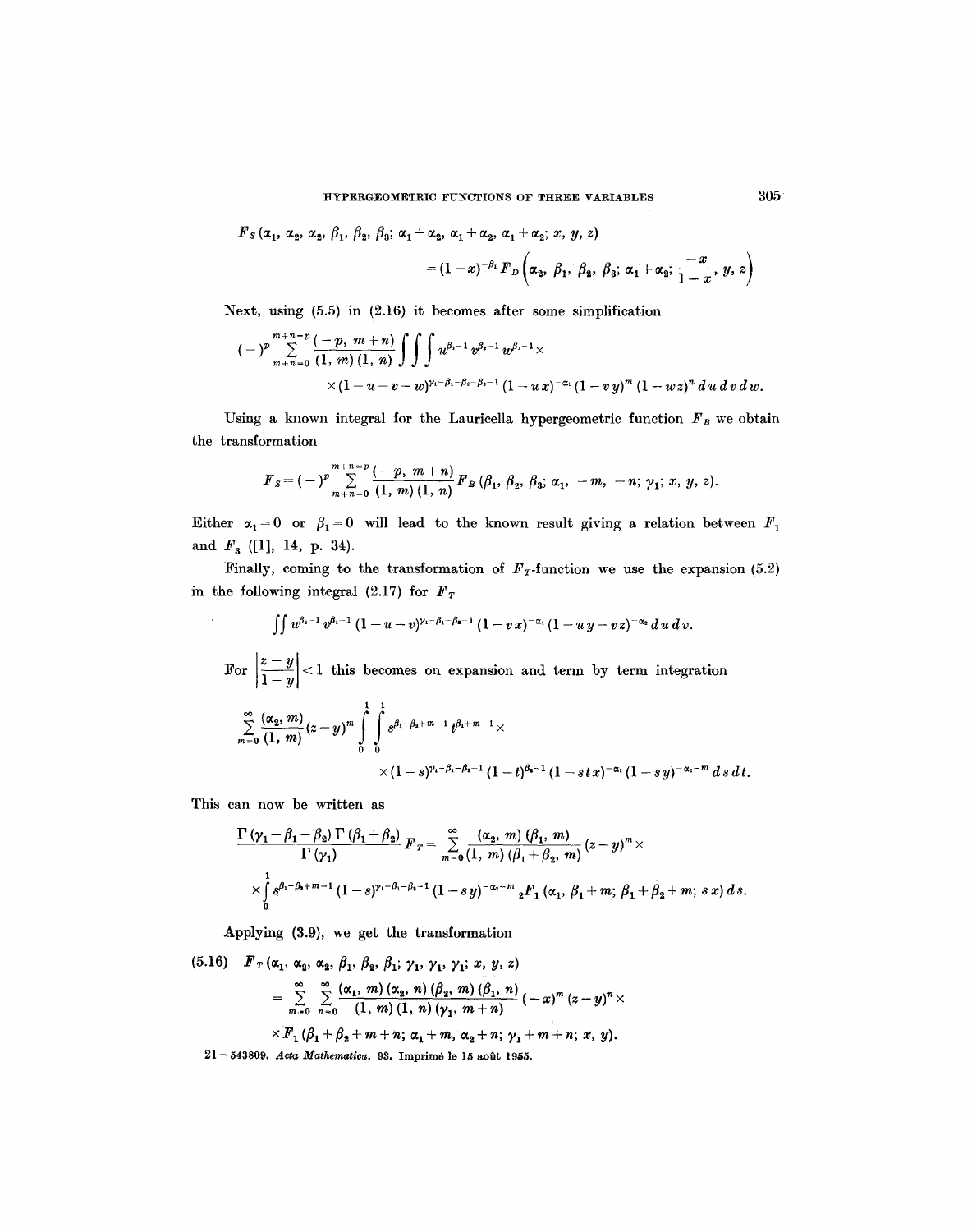$$F_S(\alpha_1, \alpha_2, \alpha_2, \beta_1, \beta_2, \beta_3; \alpha_1+\alpha_2, \alpha_1+\alpha_2, \alpha_1+\alpha_2; x, y, z)$$

$$= (1-x)^{-\beta_1} F_D\left(\alpha_2, \beta_1, \beta_2, \beta_3; \alpha_1+\alpha_2; \frac{-x}{1-x}, y, z\right)$$

Next, using (5.5) in (2.16) it becomes after some simplification

$$(-)^p \sum_{m+n=0}^{m+n=p} \frac{(-p, m+n)}{(1, m)(1, n)} \int\int\int u^{\beta_1-1} v^{\beta_2-1} w^{\beta_3-1} \times$$

$$\times (1-u-v-w)^{\gamma_1-\beta_1-\beta_2-\beta_3-1} (1-ux)^{-\alpha_1} (1-vy)^m (1-wz)^n \, du \, dv \, dw.$$

Using a known integral for the Lauricella hypergeometric function $F_B$ we obtain the transformation

$$F_S = (-)^p \sum_{m+n=0}^{m+n=p} \frac{(-p, m+n)}{(1, m)(1, n)} F_B(\beta_1, \beta_2, \beta_3; \alpha_1, -m, -n; \gamma_1; x, y, z).$$

Either $\alpha_1 = 0$ or $\beta_1 = 0$ will lead to the known result giving a relation between $F_1$ and $F_3$ ([1], 14, p. 34).

Finally, coming to the transformation of $F_T$-function we use the expansion (5.2) in the following integral (2.17) for $F_T$

$$\int\int u^{\beta_2-1} v^{\beta_1-1} (1-u-v)^{\gamma_1-\beta_1-\beta_2-1} (1-vx)^{-\alpha_1} (1-uy-vz)^{-\alpha_2} \, du \, dv.$$

For $\left|\frac{z-y}{1-y}\right| < 1$ this becomes on expansion and term by term integration

$$\sum_{m=0}^{\infty} \frac{(\alpha_2, m)}{(1, m)} (z-y)^m \int_0^1 \int_0^1 s^{\beta_1+\beta_2+m-1} t^{\beta_1+m-1} \times$$

$$\times (1-s)^{\gamma_1-\beta_1-\beta_2-1} (1-t)^{\beta_2-1} (1-stx)^{-\alpha_1} (1-sy)^{-\alpha_2-m} \, ds \, dt.$$

This can now be written as

$$\frac{\Gamma(\gamma_1-\beta_1-\beta_2)\Gamma(\beta_1+\beta_2)}{\Gamma(\gamma_1)} F_T = \sum_{m=0}^{\infty} \frac{(\alpha_2, m)(\beta_1, m)}{(1, m)(\beta_1+\beta_2, m)} (z-y)^m \times$$

$$\times \int_0^1 s^{\beta_1+\beta_2+m-1} (1-s)^{\gamma_1-\beta_1-\beta_2-1} (1-sy)^{-\alpha_2-m} {}_2F_1(\alpha_1, \beta_1+m; \beta_1+\beta_2+m; sx) \, ds.$$

Applying (3.9), we get the transformation

(5.16) $$F_T(\alpha_1, \alpha_2, \alpha_2, \beta_1, \beta_2, \beta_1; \gamma_1, \gamma_1, \gamma_1; x, y, z)$$

$$= \sum_{m=0}^{\infty} \sum_{n=0}^{\infty} \frac{(\alpha_1, m)(\alpha_2, n)(\beta_2, m)(\beta_1, n)}{(1, m)(1, n)(\gamma_1, m+n)} (-x)^m (z-y)^n \times$$

$$\times F_1(\beta_1+\beta_2+m+n; \alpha_1+m, \alpha_2+n; \gamma_1+m+n; x, y).$$

21 – 543809. *Acta Mathematica*. 93. Imprimé le 15 août 1955.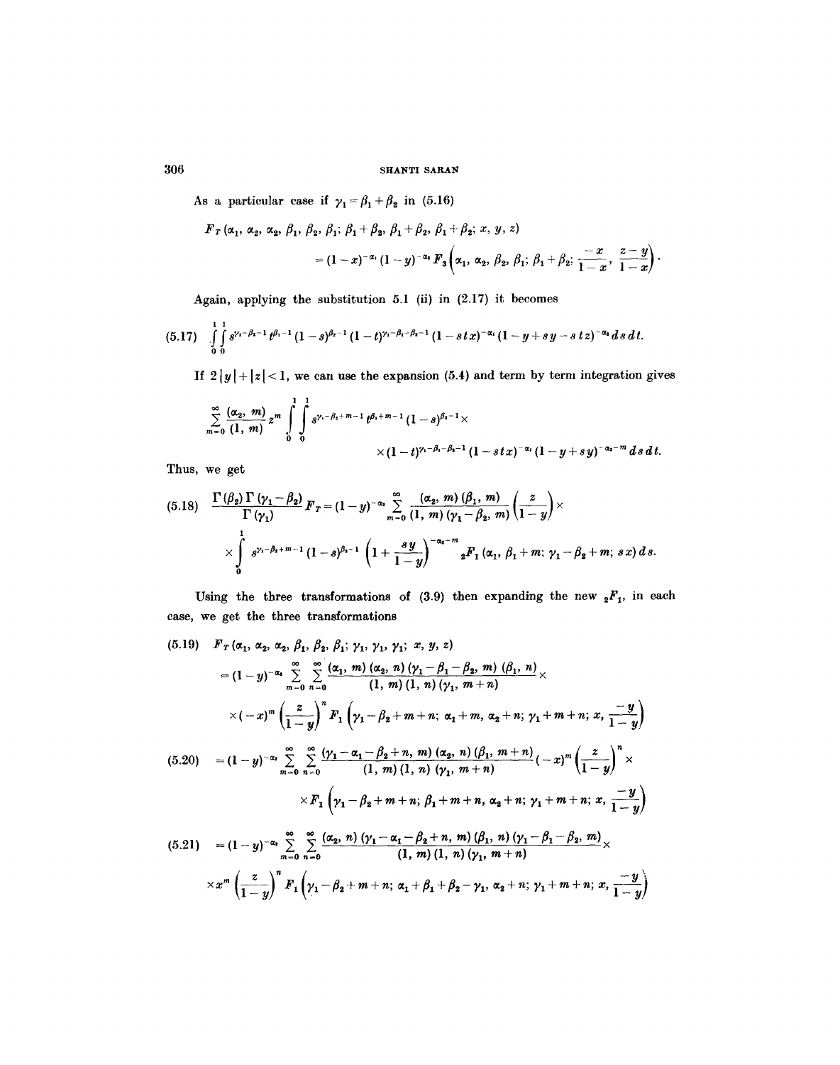As a particular case if $\gamma_1 = \beta_1 + \beta_2$ in (5.16)

$$F_T(\alpha_1, \alpha_2, \alpha_2, \beta_1, \beta_2, \beta_1; \beta_1+\beta_2, \beta_1+\beta_2, \beta_1+\beta_2; x, y, z)$$
$$= (1-x)^{-\alpha_1}(1-y)^{-\alpha_2} F_3\left(\alpha_1, \alpha_2, \beta_2, \beta_1; \beta_1+\beta_2; \frac{-x}{1-x}, \frac{z-y}{1-x}\right).$$

Again, applying the substitution 5.1 (ii) in (2.17) it becomes

$$(5.17) \quad \int_0^1\int_0^1 s^{\gamma_1-\beta_2-1} t^{\beta_1-1}(1-s)^{\beta_2-1}(1-t)^{\gamma_1-\beta_1-\beta_2-1}(1-stx)^{-\alpha_1}(1-y+sy-stz)^{-\alpha_2}\,ds\,dt.$$

If $2|y|+|z|<1$, we can use the expansion (5.4) and term by term integration gives

$$\sum_{m=0}^{\infty}\frac{(\alpha_2, m)}{(1, m)} z^m \int_0^1\int_0^1 s^{\gamma_1-\beta_2+m-1} t^{\beta_1+m-1}(1-s)^{\beta_2-1}\times$$
$$\times(1-t)^{\gamma_1-\beta_1-\beta_2-1}(1-stx)^{-\alpha_1}(1-y+sy)^{-\alpha_2-m}\,ds\,dt.$$

Thus, we get

$$(5.18) \quad \frac{\Gamma(\beta_2)\Gamma(\gamma_1-\beta_2)}{\Gamma(\gamma_1)} F_T = (1-y)^{-\alpha_2}\sum_{m=0}^{\infty}\frac{(\alpha_2, m)(\beta_1, m)}{(1, m)(\gamma_1-\beta_2, m)}\left(\frac{z}{1-y}\right)\times$$
$$\times\int_0^1 s^{\gamma_1-\beta_2+m-1}(1-s)^{\beta_2-1}\left(1+\frac{sy}{1-y}\right)^{-\alpha_2-m} {}_2F_1(\alpha_1, \beta_1+m; \gamma_1-\beta_2+m; sx)\,ds.$$

Using the three transformations of (3.9) then expanding the new ${}_2F_1$, in each case, we get the three transformations

$$(5.19) \quad F_T(\alpha_1, \alpha_2, \alpha_2, \beta_1, \beta_2, \beta_1; \gamma_1, \gamma_1, \gamma_1; x, y, z)$$
$$= (1-y)^{-\alpha_2}\sum_{m=0}^{\infty}\sum_{n=0}^{\infty}\frac{(\alpha_1, m)(\alpha_2, n)(\gamma_1-\beta_1-\beta_2, m)(\beta_1, n)}{(1, m)(1, n)(\gamma_1, m+n)}\times$$
$$\times(-x)^m\left(\frac{z}{1-y}\right)^n F_1\left(\gamma_1-\beta_2+m+n; \alpha_1+m, \alpha_2+n; \gamma_1+m+n; x, \frac{-y}{1-y}\right)$$

$$(5.20) \quad = (1-y)^{-\alpha_2}\sum_{m=0}^{\infty}\sum_{n=0}^{\infty}\frac{(\gamma_1-\alpha_1-\beta_2+n, m)(\alpha_2, n)(\beta_1, m+n)}{(1, m)(1, n)(\gamma_1, m+n)}(-x)^m\left(\frac{z}{1-y}\right)^n\times$$
$$\times F_1\left(\gamma_1-\beta_2+m+n; \beta_1+m+n, \alpha_2+n; \gamma_1+m+n; x, \frac{-y}{1-y}\right)$$

$$(5.21) \quad = (1-y)^{-\alpha_2}\sum_{m=0}^{\infty}\sum_{n=0}^{\infty}\frac{(\alpha_2, n)(\gamma_1-\alpha_1-\beta_2+n, m)(\beta_1, n)(\gamma_1-\beta_1-\beta_2, m)}{(1, m)(1, n)(\gamma_1, m+n)}\times$$
$$\times x^m\left(\frac{z}{1-y}\right)^n F_1\left(\gamma_1-\beta_2+m+n; \alpha_1+\beta_1+\beta_2-\gamma_1, \alpha_2+n; \gamma_1+m+n; x, \frac{-y}{1-y}\right)$$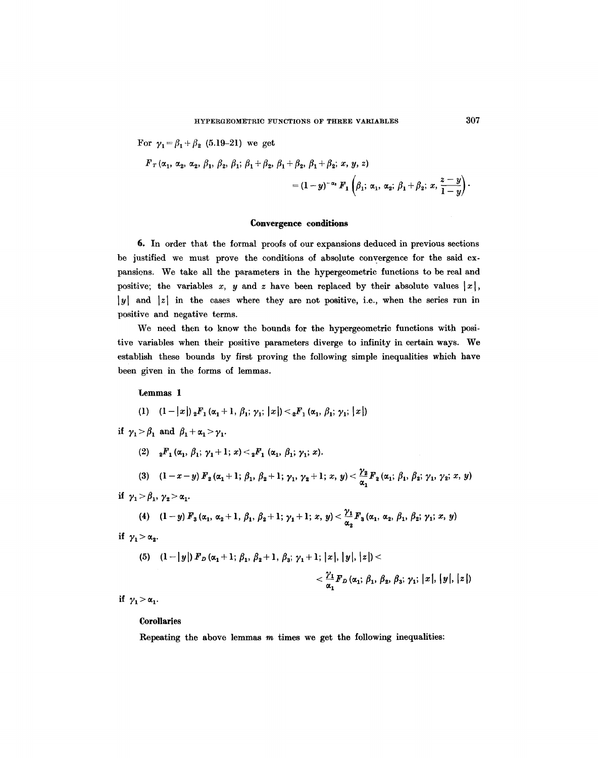For $\gamma_1 = \beta_1 + \beta_2$ (5.19–21) we get

$$F_T(\alpha_1, \alpha_2, \alpha_2, \beta_1, \beta_2, \beta_1; \beta_1+\beta_2, \beta_1+\beta_2, \beta_1+\beta_2; x, y, z) = (1-y)^{-\alpha_2} F_1\left(\beta_1; \alpha_1, \alpha_2; \beta_1+\beta_2; x, \frac{z-y}{1-y}\right).$$

## Convergence conditions

**6.** In order that the formal proofs of our expansions deduced in previous sections be justified we must prove the conditions of absolute convergence for the said expansions. We take all the parameters in the hypergeometric functions to be real and positive; the variables $x$, $y$ and $z$ have been replaced by their absolute values $|x|$, $|y|$ and $|z|$ in the cases where they are not positive, i.e., when the series run in positive and negative terms.

We need then to know the bounds for the hypergeometric functions with positive variables when their positive parameters diverge to infinity in certain ways. We establish these bounds by first proving the following simple inequalities which have been given in the forms of lemmas.

**Lemmas 1**

(1) $(1-|x|)\,{}_2F_1(\alpha_1+1, \beta_1; \gamma_1; |x|) < {}_2F_1(\alpha_1, \beta_1; \gamma_1; |x|)$

if $\gamma_1 > \beta_1$ and $\beta_1 + \alpha_1 > \gamma_1$.

(2) ${}_2F_1(\alpha_1, \beta_1; \gamma_1+1; x) < {}_2F_1(\alpha_1, \beta_1; \gamma_1; x)$.

(3) $(1-x-y)\,F_2(\alpha_1+1; \beta_1, \beta_2+1; \gamma_1, \gamma_2+1; x, y) < \dfrac{\gamma_2}{\alpha_1} F_2(\alpha_1; \beta_1, \beta_2; \gamma_1, \gamma_2; x, y)$

if $\gamma_1 > \beta_1$, $\gamma_2 > \alpha_1$.

(4) $(1-y)\,F_3(\alpha_1, \alpha_2+1, \beta_1, \beta_2+1; \gamma_1+1; x, y) < \dfrac{\gamma_1}{\alpha_2} F_3(\alpha_1, \alpha_2, \beta_1, \beta_2; \gamma_1; x, y)$

if $\gamma_1 > \alpha_2$.

(5) $(1-|y|)\,F_D(\alpha_1+1; \beta_1, \beta_2+1, \beta_3; \gamma_1+1; |x|, |y|, |z|) < \dfrac{\gamma_1}{\alpha_1} F_D(\alpha_1; \beta_1, \beta_2, \beta_3; \gamma_1; |x|, |y|, |z|)$

if $\gamma_1 > \alpha_1$.

**Corollaries**

Repeating the above lemmas $m$ times we get the following inequalities: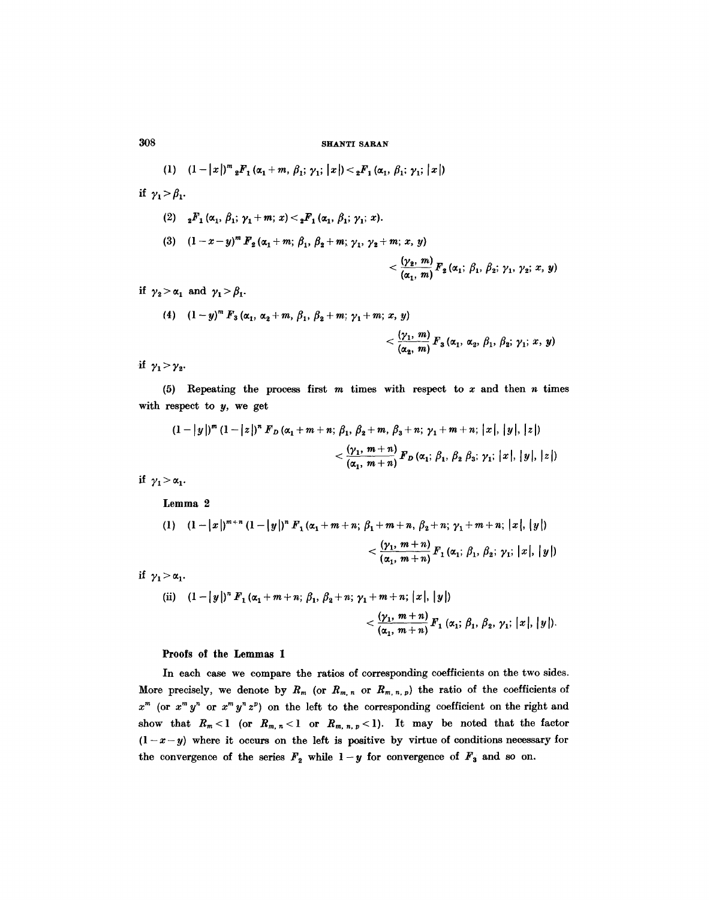(1) $(1-|x|)^m {}_2F_1(\alpha_1+m, \beta_1; \gamma_1; |x|) < {}_2F_1(\alpha_1, \beta_1; \gamma_1; |x|)$

if $\gamma_1 > \beta_1$.

(2) ${}_2F_1(\alpha_1, \beta_1; \gamma_1+m; x) < {}_2F_1(\alpha_1, \beta_1; \gamma_1; x)$.

(3) $(1-x-y)^m F_2(\alpha_1+m; \beta_1, \beta_2+m; \gamma_1, \gamma_2+m; x, y)$

$$< \frac{(\gamma_2, m)}{(\alpha_1, m)} F_2(\alpha_1; \beta_1, \beta_2; \gamma_1, \gamma_2; x, y)$$

if $\gamma_2 > \alpha_1$ and $\gamma_1 > \beta_1$.

(4) $(1-y)^m F_3(\alpha_1, \alpha_2+m, \beta_1, \beta_2+m; \gamma_1+m; x, y)$

$$< \frac{(\gamma_1, m)}{(\alpha_2, m)} F_3(\alpha_1, \alpha_2, \beta_1, \beta_2; \gamma_1; x, y)$$

if $\gamma_1 > \gamma_2$.

(5) Repeating the process first $m$ times with respect to $x$ and then $n$ times with respect to $y$, we get

$$(1-|y|)^m (1-|z|)^n F_D(\alpha_1+m+n; \beta_1, \beta_2+m, \beta_3+n; \gamma_1+m+n; |x|, |y|, |z|)$$

$$< \frac{(\gamma_1, m+n)}{(\alpha_1, m+n)} F_D(\alpha_1; \beta_1, \beta_2\, \beta_3; \gamma_1; |x|, |y|, |z|)$$

if $\gamma_1 > \alpha_1$.

**Lemma 2**

(1) $(1-|x|)^{m+n} (1-|y|)^n F_1(\alpha_1+m+n; \beta_1+m+n, \beta_2+n; \gamma_1+m+n; |x|, |y|)$

$$< \frac{(\gamma_1, m+n)}{(\alpha_1, m+n)} F_1(\alpha_1; \beta_1, \beta_2; \gamma_1; |x|, |y|)$$

if $\gamma_1 > \alpha_1$.

(ii) $(1-|y|)^n F_1(\alpha_1+m+n; \beta_1, \beta_2+n; \gamma_1+m+n; |x|, |y|)$

$$< \frac{(\gamma_1, m+n)}{(\alpha_1, m+n)} F_1(\alpha_1; \beta_1, \beta_2, \gamma_1; |x|, |y|).$$

**Proofs of the Lemmas 1**

In each case we compare the ratios of corresponding coefficients on the two sides. More precisely, we denote by $R_m$ (or $R_{m,n}$ or $R_{m,n,p}$) the ratio of the coefficients of $x^m$ (or $x^m y^n$ or $x^m y^n z^p$) on the left to the corresponding coefficient on the right and show that $R_m < 1$ (or $R_{m,n} < 1$ or $R_{m,n,p} < 1$). It may be noted that the factor $(1-x-y)$ where it occurs on the left is positive by virtue of conditions necessary for the convergence of the series $F_2$ while $1-y$ for convergence of $F_3$ and so on.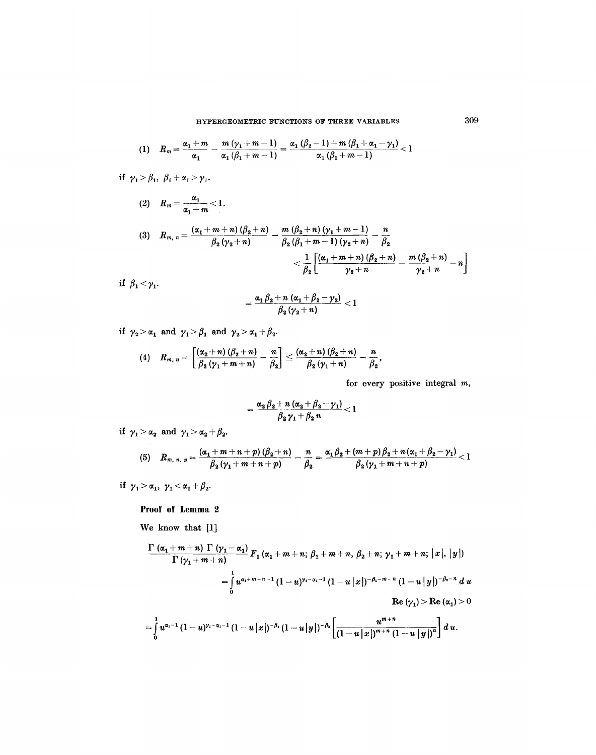(1) $$R_m = \frac{\alpha_1 + m}{\alpha_1} - \frac{m(\gamma_1 + m - 1)}{\alpha_1(\beta_1 + m - 1)} = \frac{\alpha_1(\beta_2 - 1) + m(\beta_1 + \alpha_1 - \gamma_1)}{\alpha_1(\beta_1 + m - 1)} < 1$$

if $\gamma_1 > \beta_1$, $\beta_1 + \alpha_1 > \gamma_1$.

(2) $$R_m = \frac{\alpha_1}{\alpha_1 + m} < 1.$$

(3) $$R_{m,n} = \frac{(\alpha_1 + m + n)(\beta_2 + n)}{\beta_2(\gamma_2 + n)} - \frac{m(\beta_2 + n)(\gamma_1 + m - 1)}{\beta_2(\beta_1 + m - 1)(\gamma_2 + n)} - \frac{n}{\beta_2}$$

$$< \frac{1}{\beta_2}\left[\frac{(\alpha_1 + m + n)(\beta_2 + n)}{\gamma_2 + n} - \frac{m(\beta_2 + n)}{\gamma_2 + n} - n\right]$$

if $\beta_1 < \gamma_1$.

$$= \frac{\alpha_1 \beta_2 + n(\alpha_1 + \beta_2 - \gamma_2)}{\beta_2(\gamma_2 + n)} < 1$$

if $\gamma_2 > \alpha_1$ and $\gamma_1 > \beta_1$ and $\gamma_2 > \alpha_1 + \beta_2$.

(4) $$R_{m,n} = \left[\frac{(\alpha_2 + n)(\beta_2 + n)}{\beta_2(\gamma_1 + m + n)} - \frac{n}{\beta_2}\right] \leq \frac{(\alpha_2 + n)(\beta_2 + n)}{\beta_2(\gamma_1 + n)} - \frac{n}{\beta_2},$$

for every positive integral $m$,

$$= \frac{\alpha_2 \beta_2 + n(\alpha_2 + \beta_2 - \gamma_1)}{\beta_2 \gamma_1 + \beta_2 n} < 1$$

if $\gamma_1 > \alpha_2$ and $\gamma_1 > \alpha_2 + \beta_2$.

(5) $$R_{m,n,p} = \frac{(\alpha_1 + m + n + p)(\beta_2 + n)}{\beta_2(\gamma_1 + m + n + p)} - \frac{n}{\beta_2} = \frac{\alpha_1 \beta_2 + (m + p)\beta_2 + n(\alpha_1 + \beta_2 - \gamma_1)}{\beta_2(\gamma_1 + m + n + p)} < 1$$

if $\gamma_1 > \alpha_1$, $\gamma_1 < \alpha_1 + \beta_2$.

**Proof of Lemma 2**

We know that [1]

$$\frac{\Gamma(\alpha_1 + m + n)\,\Gamma(\gamma_1 - \alpha_1)}{\Gamma(\gamma_1 + m + n)} F_1(\alpha_1 + m + n;\, \beta_1 + m + n,\, \beta_2 + n;\, \gamma_1 + m + n;\, |x|,\, |y|)$$

$$= \int_0^1 u^{\alpha_1 + m + n - 1}(1 - u)^{\gamma_1 - \alpha_1 - 1}(1 - u|x|)^{-\beta_1 - m - n}(1 - u|y|)^{-\beta_2 - n}\, du$$

$$\operatorname{Re}(\gamma_1) > \operatorname{Re}(\alpha_1) > 0$$

$$= \int_0^1 u^{\alpha_1 - 1}(1 - u)^{\gamma_1 - \alpha_1 - 1}(1 - u|x|)^{-\beta_1}(1 - u|y|)^{-\beta_2}\left[\frac{u^{m+n}}{(1 - u|x|)^{m+n}(1 - u|y|)^n}\right] du.$$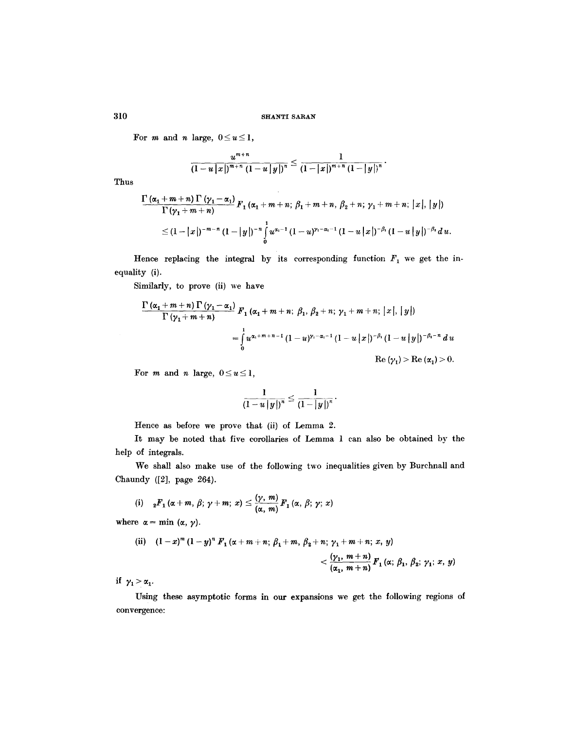For $m$ and $n$ large, $0 \leq u \leq 1$,

$$\frac{u^{m+n}}{(1-u|x|)^{m+n}(1-u|y|)^n} \leq \frac{1}{(1-|x|)^{m+n}(1-|y|)^n}.$$

Thus

$$\frac{\Gamma(\alpha_1+m+n)\,\Gamma(\gamma_1-\alpha_1)}{\Gamma(\gamma_1+m+n)} F_1(\alpha_1+m+n;\ \beta_1+m+n,\ \beta_2+n;\ \gamma_1+m+n;\ |x|,\ |y|)$$

$$\leq (1-|x|)^{-m-n}(1-|y|)^{-n}\int_0^1 u^{\alpha_1-1}(1-u)^{\gamma_1-\alpha_1-1}(1-u|x|)^{-\beta_1}(1-u|y|)^{-\beta_2}\,du.$$

Hence replacing the integral by its corresponding function $F_1$ we get the inequality (i).

Similarly, to prove (ii) we have

$$\frac{\Gamma(\alpha_1+m+n)\,\Gamma(\gamma_1-\alpha_1)}{\Gamma(\gamma_1+m+n)} F_1(\alpha_1+m+n;\ \beta_1,\ \beta_2+n;\ \gamma_1+m+n;\ |x|,\ |y|)$$

$$= \int_0^1 u^{\alpha_1+m+n-1}(1-u)^{\gamma_1-\alpha_1-1}(1-u|x|)^{-\beta_1}(1-u|y|)^{-\beta_2-n}\,du$$

$$\operatorname{Re}(\gamma_1) > \operatorname{Re}(\alpha_1) > 0.$$

For $m$ and $n$ large, $0 \leq u \leq 1$,

$$\frac{1}{(1-u|y|)^n} \leq \frac{1}{(1-|y|)^n}.$$

Hence as before we prove that (ii) of Lemma 2.

It may be noted that five corollaries of Lemma 1 can also be obtained by the help of integrals.

We shall also make use of the following two inequalities given by Burchnall and Chaundy ([2], page 264).

(i) $${}_2F_1(\alpha+m,\ \beta;\ \gamma+m;\ x) \leq \frac{(\gamma,\ m)}{(\alpha,\ m)} F_1(\alpha,\ \beta;\ \gamma;\ x)$$

where $\alpha = \min(\alpha, \gamma)$.

(ii) $$(1-x)^m(1-y)^n F_1(\alpha+m+n;\ \beta_1+m,\ \beta_2+n;\ \gamma_1+m+n;\ x,\ y) < \frac{(\gamma_1,\ m+n)}{(\alpha_1,\ m+n)} F_1(\alpha;\ \beta_1,\ \beta_2;\ \gamma_1;\ x,\ y)$$

if $\gamma_1 > \alpha_1$.

Using these asymptotic forms in our expansions we get the following regions of convergence: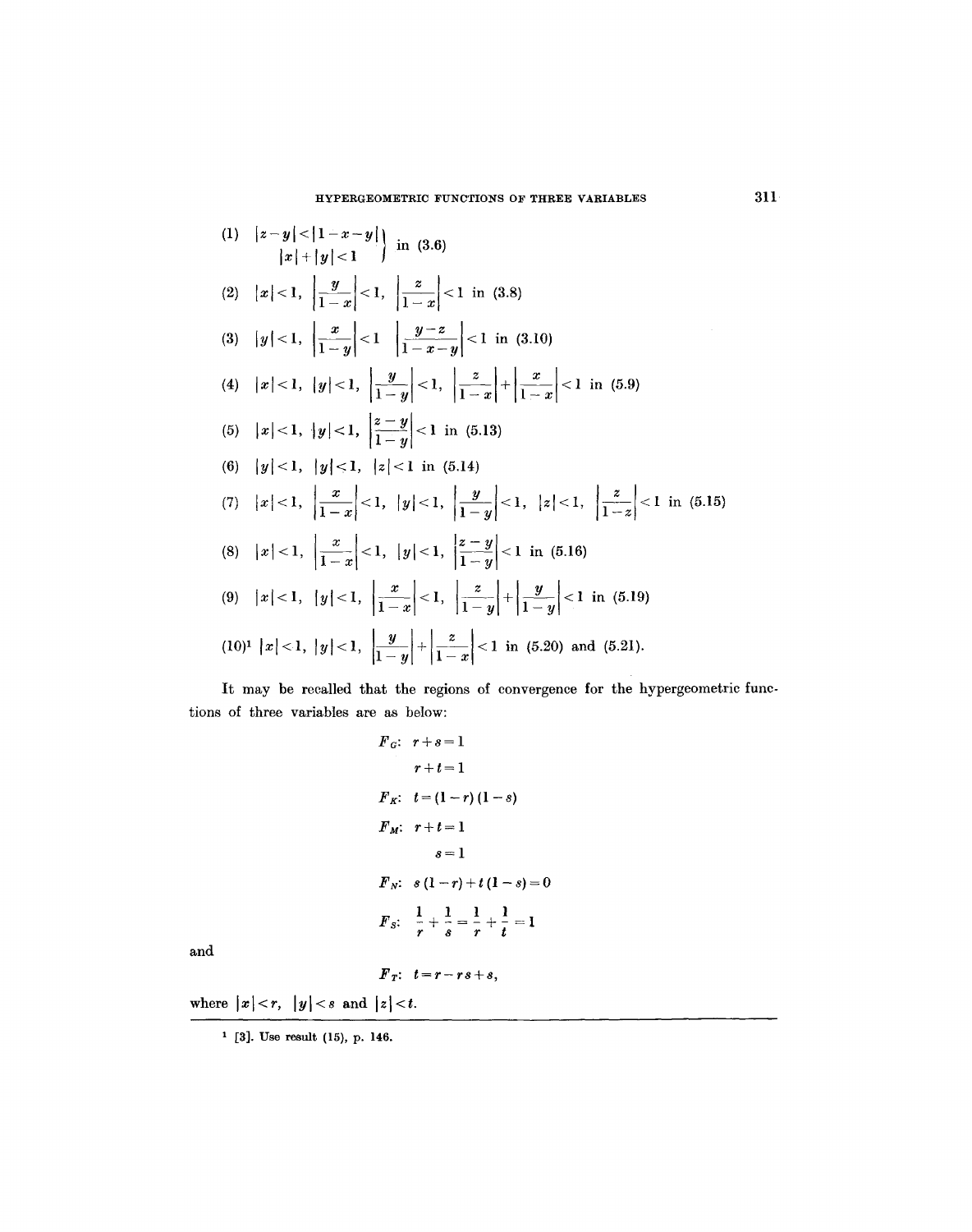(1) $|z-y|<|1-x-y|$, $|x|+|y|<1$ in (3.6)

(2) $|x|<1, \quad \left|\frac{y}{1-x}\right|<1, \quad \left|\frac{z}{1-x}\right|<1$ in (3.8)

(3) $|y|<1, \quad \left|\frac{x}{1-y}\right|<1 \quad \left|\frac{y-z}{1-x-y}\right|<1$ in (3.10)

(4) $|x|<1, \quad |y|<1, \quad \left|\frac{y}{1-y}\right|<1, \quad \left|\frac{z}{1-x}\right|+\left|\frac{x}{1-x}\right|<1$ in (5.9)

(5) $|x|<1, \quad |y|<1, \quad \left|\frac{z-y}{1-y}\right|<1$ in (5.13)

(6) $|y|<1, \quad |y|<1, \quad |z|<1$ in (5.14)

(7) $|x|<1, \quad \left|\frac{x}{1-x}\right|<1, \quad |y|<1, \quad \left|\frac{y}{1-y}\right|<1, \quad |z|<1, \quad \left|\frac{z}{1-z}\right|<1$ in (5.15)

(8) $|x|<1, \quad \left|\frac{x}{1-x}\right|<1, \quad |y|<1, \quad \left|\frac{z-y}{1-y}\right|<1$ in (5.16)

(9) $|x|<1, \quad |y|<1, \quad \left|\frac{x}{1-x}\right|<1, \quad \left|\frac{z}{1-y}\right|+\left|\frac{y}{1-y}\right|<1$ in (5.19)

(10)[1] $|x|<1, \quad |y|<1, \quad \left|\frac{y}{1-y}\right|+\left|\frac{z}{1-x}\right|<1$ in (5.20) and (5.21).

It may be recalled that the regions of convergence for the hypergeometric functions of three variables are as below:

$$F_G: \quad r+s=1$$
$$\quad\quad r+t=1$$
$$F_K: \quad t=(1-r)(1-s)$$
$$F_M: \quad r+t=1$$
$$\quad\quad s=1$$
$$F_N: \quad s(1-r)+t(1-s)=0$$
$$F_S: \quad \frac{1}{r}+\frac{1}{s}=\frac{1}{r}+\frac{1}{t}=1$$

and

$$F_T: \quad t=r-rs+s,$$

where $|x|<r$, $|y|<s$ and $|z|<t$.

---

[1] [3]. Use result (15), p. 146.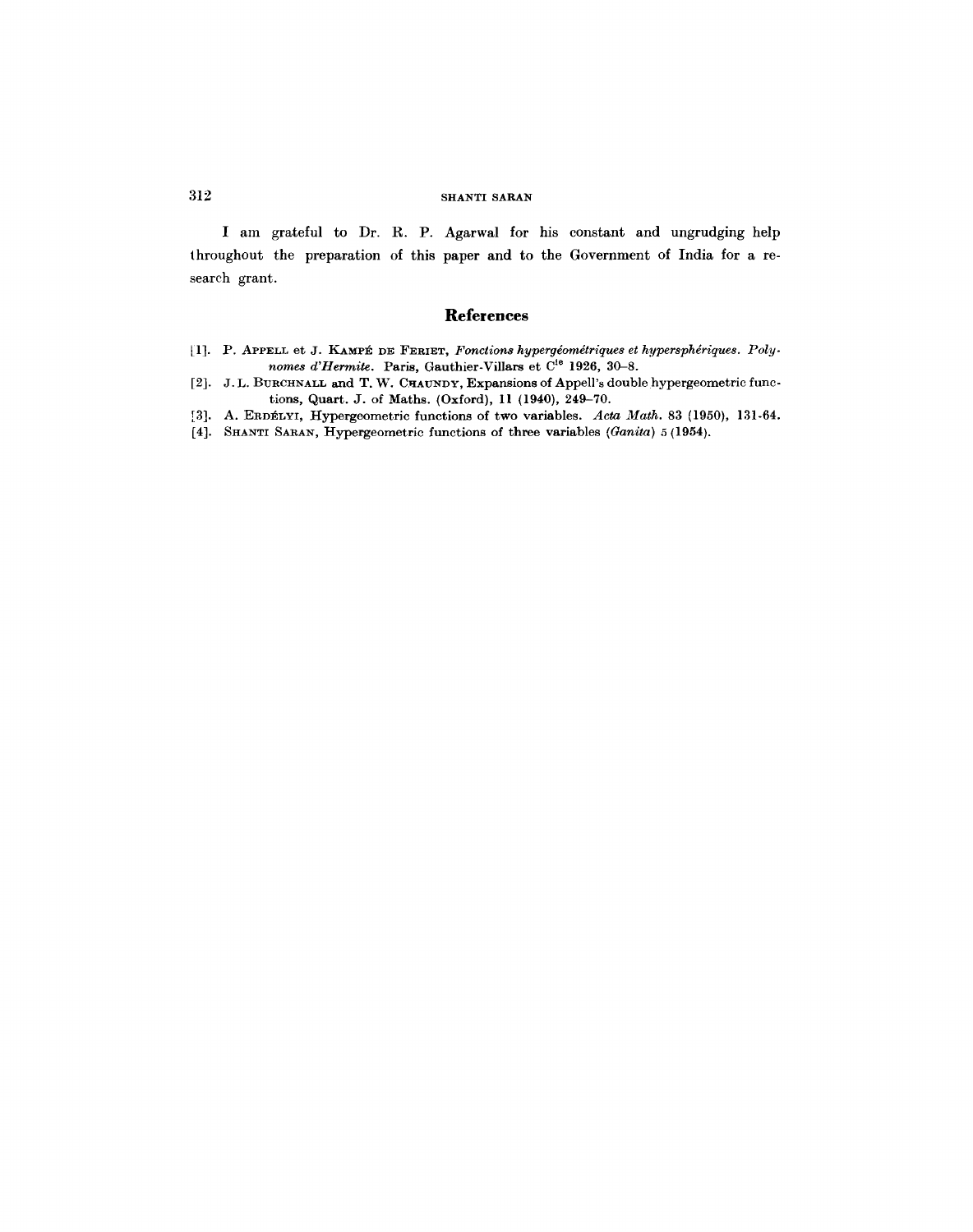I am grateful to Dr. R. P. Agarwal for his constant and ungrudging help throughout the preparation of this paper and to the Government of India for a research grant.

## References

[1]. P. APPELL et J. KAMPÉ DE FERIET, *Fonctions hypergéométriques et hypersphériques. Polynomes d'Hermite.* Paris, Gauthier-Villars et $C^{ie}$ 1926, 30–8.

[2]. J. L. BURCHNALL and T. W. CHAUNDY, Expansions of Appell's double hypergeometric functions, Quart. J. of Maths. (Oxford), 11 (1940), 249–70.

[3]. A. ERDÉLYI, Hypergeometric functions of two variables. *Acta Math.* 83 (1950), 131-64.

[4]. SHANTI SARAN, Hypergeometric functions of three variables (*Ganita*) 5 (1954).